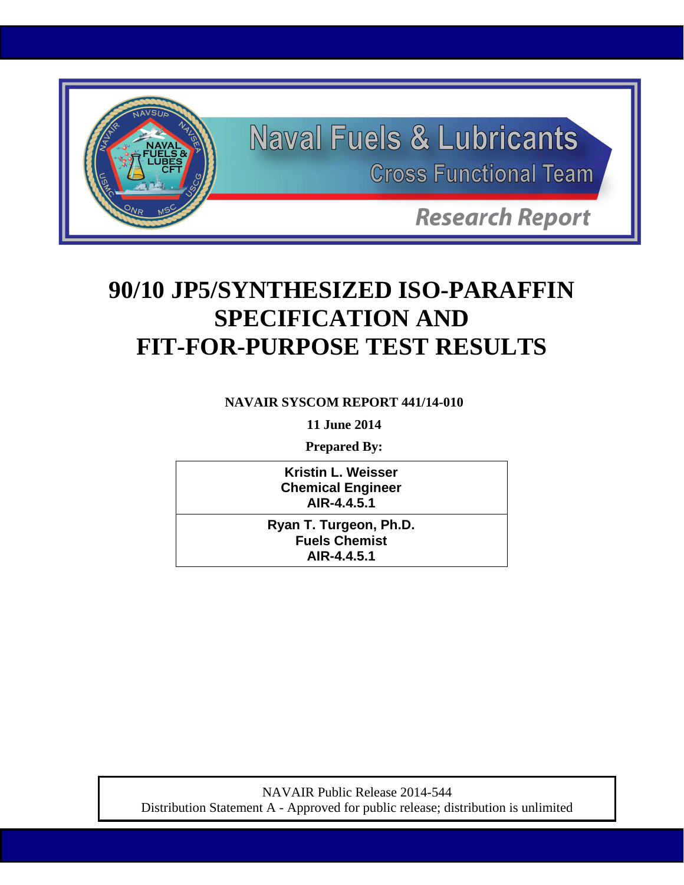Naval Fuels & Lubricants

Cross Functional Team

*Research Report*

# 90/10 JP5/SYNTHESIZED ISO-PARAFFIN SPECIFICATION AND FIT-FOR-PURPOSE TEST RESULTS

**NAVAIR SYSCOM REPORT 441/14-010**

**11 June 2014**

**Prepared By:**

| **Kristin L. Weisser**<br>**Chemical Engineer**<br>**AIR-4.4.5.1** |
|---|
| **Ryan T. Turgeon, Ph.D.**<br>**Fuels Chemist**<br>**AIR-4.4.5.1** |

NAVAIR Public Release 2014-544

Distribution Statement A - Approved for public release; distribution is unlimited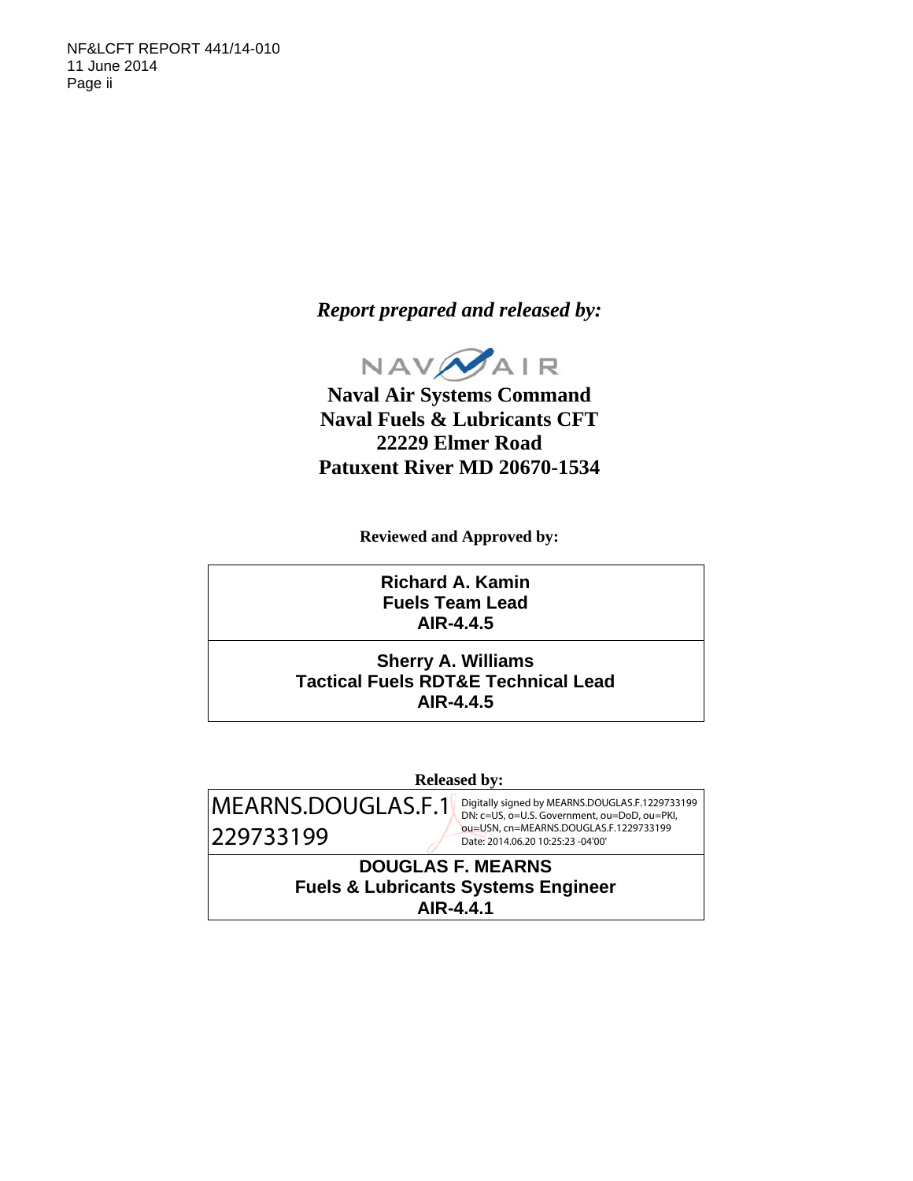*Report prepared and released by:*

NAVAIR

**Naval Air Systems Command**
**Naval Fuels & Lubricants CFT**
**22229 Elmer Road**
**Patuxent River MD 20670-1534**

**Reviewed and Approved by:**

**Richard A. Kamin**
**Fuels Team Lead**
**AIR-4.4.5**

**Sherry A. Williams**
**Tactical Fuels RDT&E Technical Lead**
**AIR-4.4.5**

**Released by:**

MEARNS.DOUGLAS.F.1229733199

Digitally signed by MEARNS.DOUGLAS.F.1229733199
DN: c=US, o=U.S. Government, ou=DoD, ou=PKI, ou=USN, cn=MEARNS.DOUGLAS.F.1229733199
Date: 2014.06.20 10:25:23 -04'00'

**DOUGLAS F. MEARNS**
**Fuels & Lubricants Systems Engineer**
**AIR-4.4.1**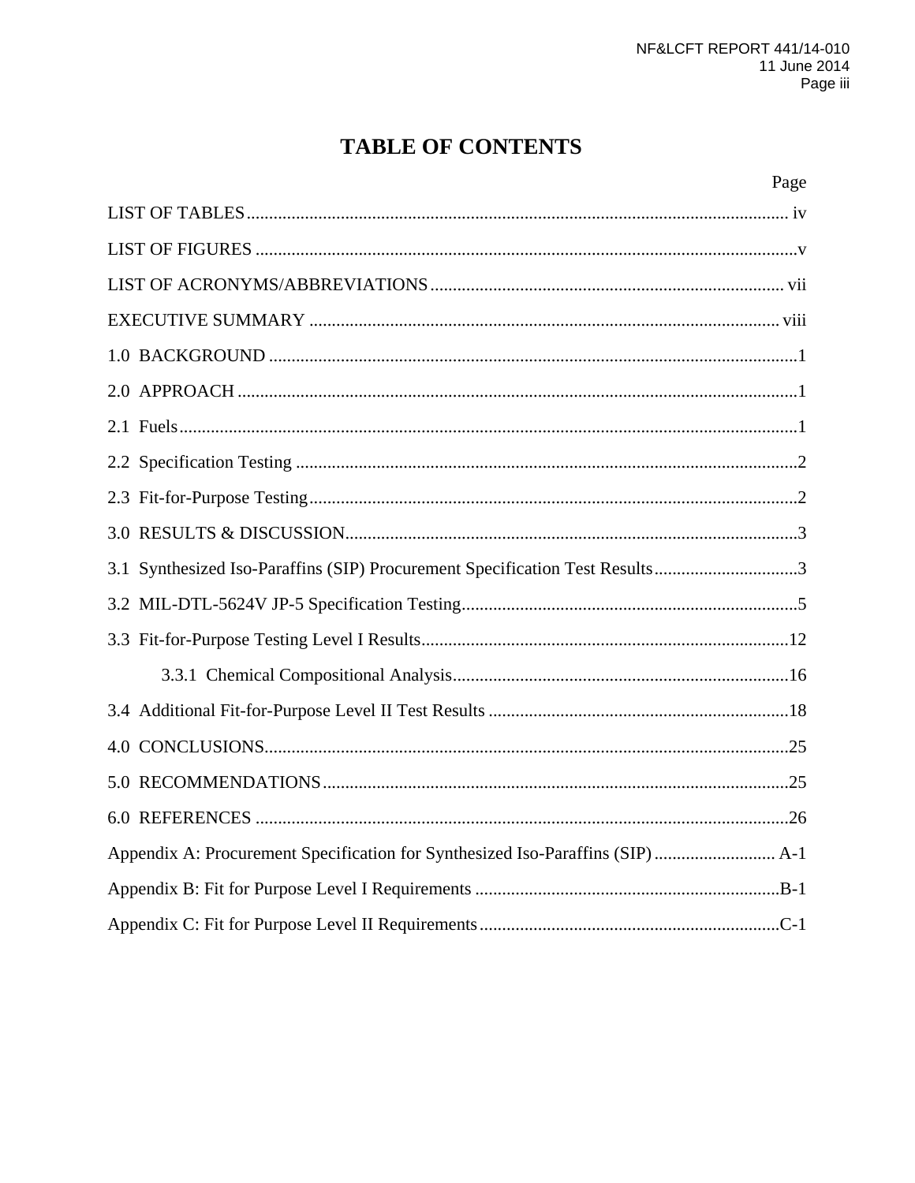# TABLE OF CONTENTS

| | Page |
|---|---|
| LIST OF TABLES | iv |
| LIST OF FIGURES | v |
| LIST OF ACRONYMS/ABBREVIATIONS | vii |
| EXECUTIVE SUMMARY | viii |
| 1.0 BACKGROUND | 1 |
| 2.0 APPROACH | 1 |
| 2.1 Fuels | 1 |
| 2.2 Specification Testing | 2 |
| 2.3 Fit-for-Purpose Testing | 2 |
| 3.0 RESULTS & DISCUSSION | 3 |
| 3.1 Synthesized Iso-Paraffins (SIP) Procurement Specification Test Results | 3 |
| 3.2 MIL-DTL-5624V JP-5 Specification Testing | 5 |
| 3.3 Fit-for-Purpose Testing Level I Results | 12 |
| 3.3.1 Chemical Compositional Analysis | 16 |
| 3.4 Additional Fit-for-Purpose Level II Test Results | 18 |
| 4.0 CONCLUSIONS | 25 |
| 5.0 RECOMMENDATIONS | 25 |
| 6.0 REFERENCES | 26 |
| Appendix A: Procurement Specification for Synthesized Iso-Paraffins (SIP) | A-1 |
| Appendix B: Fit for Purpose Level I Requirements | B-1 |
| Appendix C: Fit for Purpose Level II Requirements | C-1 |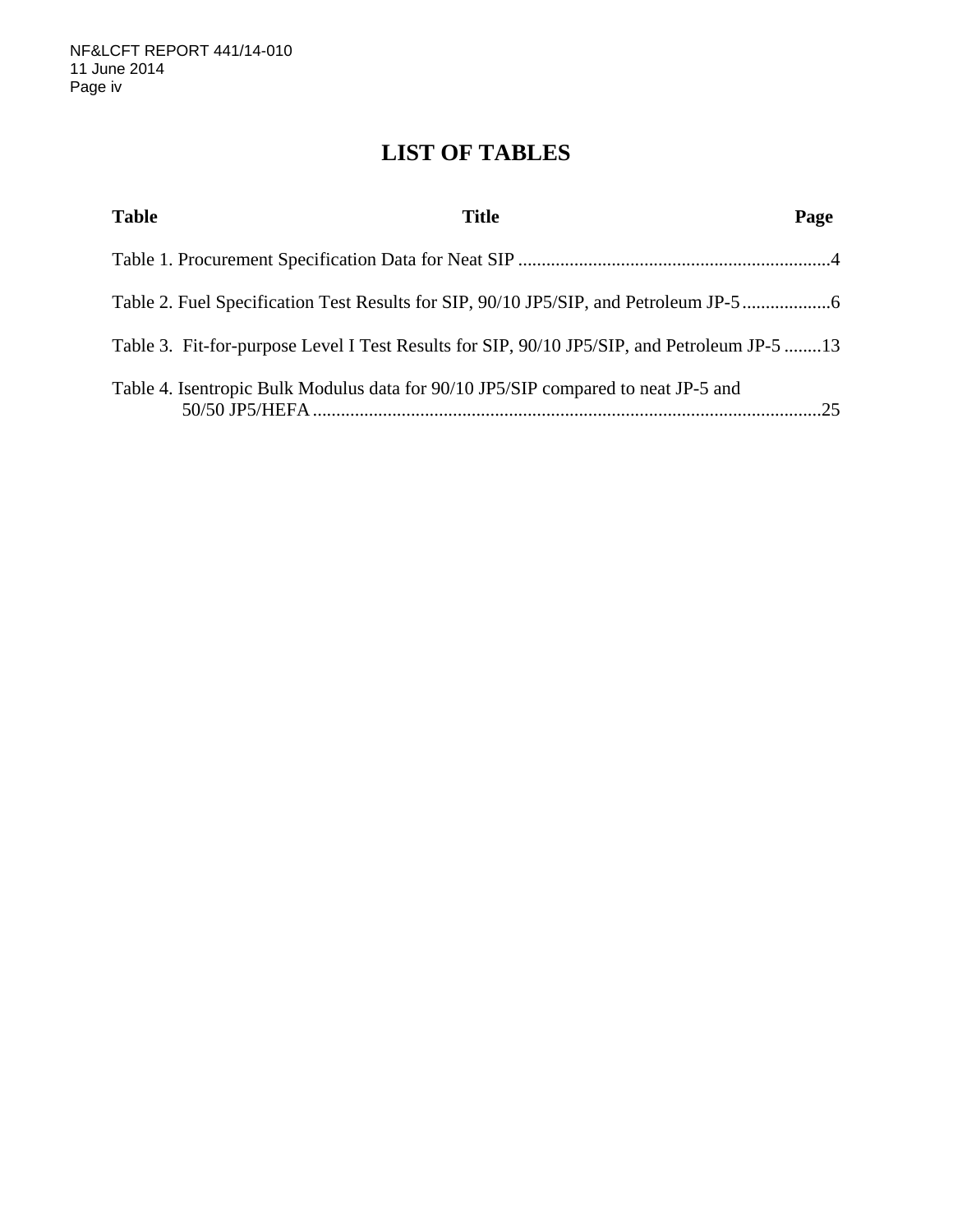# LIST OF TABLES

| Table | Title | Page |
|---|---|---|
| Table 1. | Procurement Specification Data for Neat SIP | 4 |
| Table 2. | Fuel Specification Test Results for SIP, 90/10 JP5/SIP, and Petroleum JP-5 | 6 |
| Table 3. | Fit-for-purpose Level I Test Results for SIP, 90/10 JP5/SIP, and Petroleum JP-5 | 13 |
| Table 4. | Isentropic Bulk Modulus data for 90/10 JP5/SIP compared to neat JP-5 and 50/50 JP5/HEFA | 25 |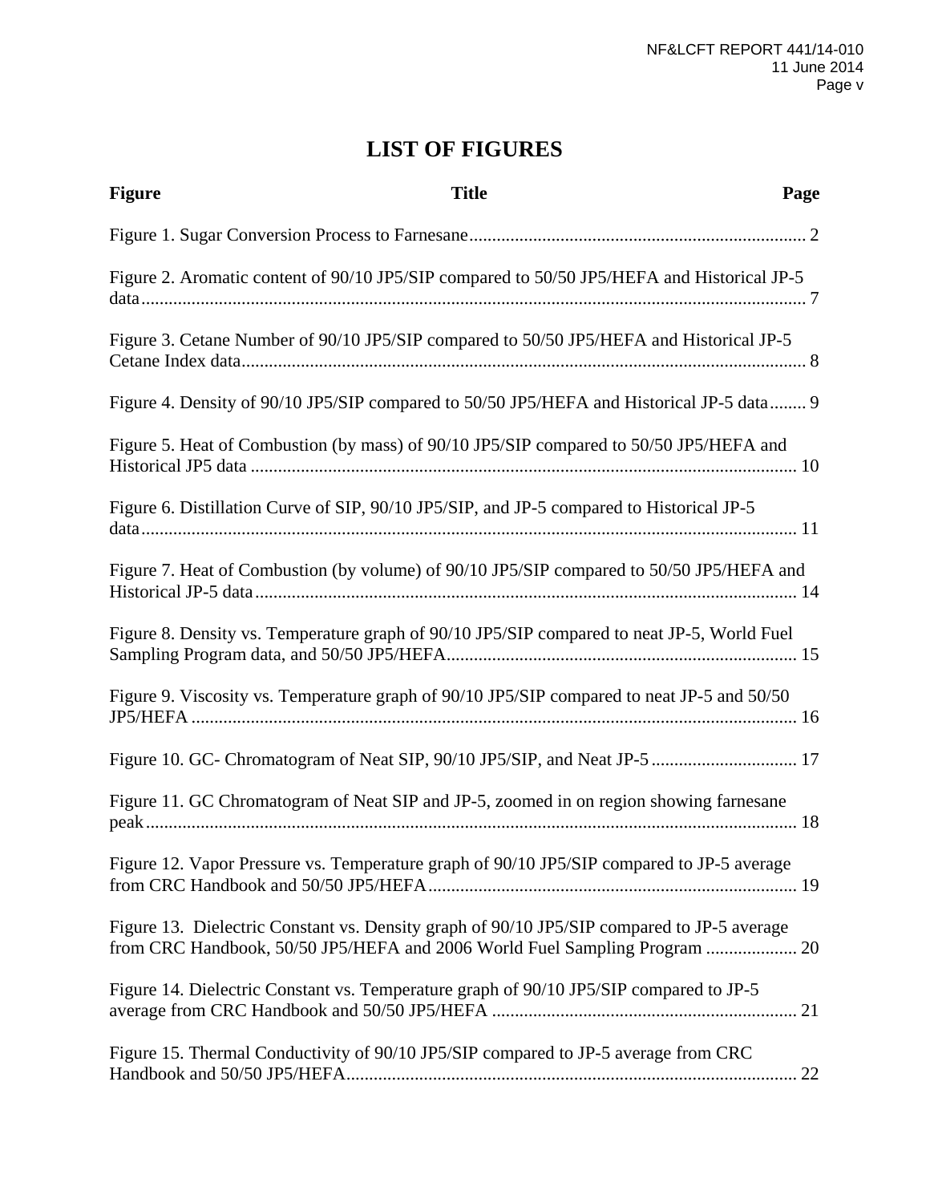# LIST OF FIGURES

| Figure | Title | Page |
|---|---|---|
| Figure 1. Sugar Conversion Process to Farnesane | | 2 |
| Figure 2. Aromatic content of 90/10 JP5/SIP compared to 50/50 JP5/HEFA and Historical JP-5 data | | 7 |
| Figure 3. Cetane Number of 90/10 JP5/SIP compared to 50/50 JP5/HEFA and Historical JP-5 Cetane Index data | | 8 |
| Figure 4. Density of 90/10 JP5/SIP compared to 50/50 JP5/HEFA and Historical JP-5 data | | 9 |
| Figure 5. Heat of Combustion (by mass) of 90/10 JP5/SIP compared to 50/50 JP5/HEFA and Historical JP5 data | | 10 |
| Figure 6. Distillation Curve of SIP, 90/10 JP5/SIP, and JP-5 compared to Historical JP-5 data | | 11 |
| Figure 7. Heat of Combustion (by volume) of 90/10 JP5/SIP compared to 50/50 JP5/HEFA and Historical JP-5 data | | 14 |
| Figure 8. Density vs. Temperature graph of 90/10 JP5/SIP compared to neat JP-5, World Fuel Sampling Program data, and 50/50 JP5/HEFA | | 15 |
| Figure 9. Viscosity vs. Temperature graph of 90/10 JP5/SIP compared to neat JP-5 and 50/50 JP5/HEFA | | 16 |
| Figure 10. GC- Chromatogram of Neat SIP, 90/10 JP5/SIP, and Neat JP-5 | | 17 |
| Figure 11. GC Chromatogram of Neat SIP and JP-5, zoomed in on region showing farnesane peak | | 18 |
| Figure 12. Vapor Pressure vs. Temperature graph of 90/10 JP5/SIP compared to JP-5 average from CRC Handbook and 50/50 JP5/HEFA | | 19 |
| Figure 13. Dielectric Constant vs. Density graph of 90/10 JP5/SIP compared to JP-5 average from CRC Handbook, 50/50 JP5/HEFA and 2006 World Fuel Sampling Program | | 20 |
| Figure 14. Dielectric Constant vs. Temperature graph of 90/10 JP5/SIP compared to JP-5 average from CRC Handbook and 50/50 JP5/HEFA | | 21 |
| Figure 15. Thermal Conductivity of 90/10 JP5/SIP compared to JP-5 average from CRC Handbook and 50/50 JP5/HEFA | | 22 |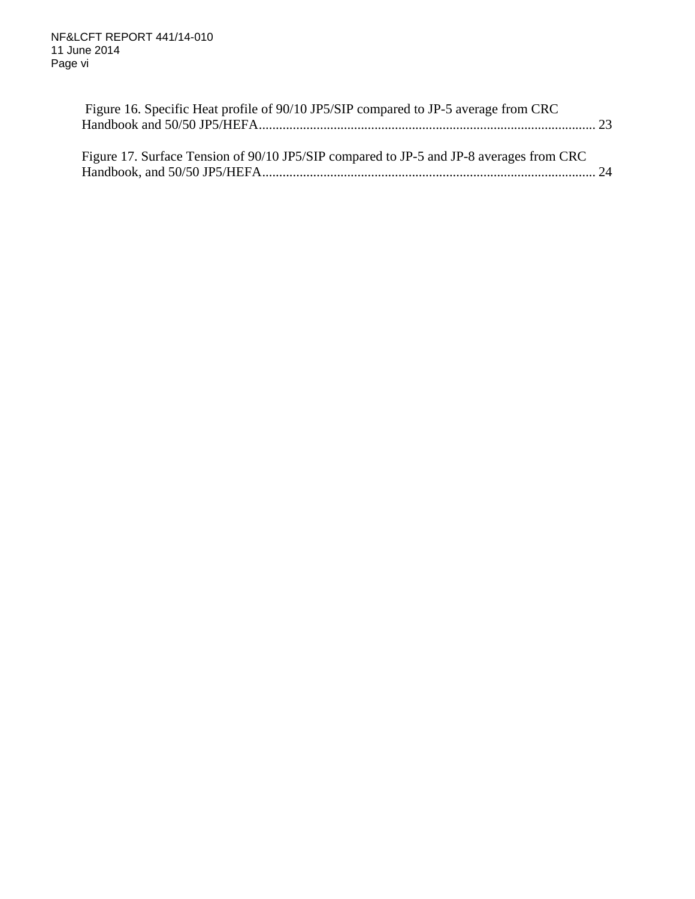Figure 16. Specific Heat profile of 90/10 JP5/SIP compared to JP-5 average from CRC Handbook and 50/50 JP5/HEFA................................................................................................. 23

Figure 17. Surface Tension of 90/10 JP5/SIP compared to JP-5 and JP-8 averages from CRC Handbook, and 50/50 JP5/HEFA................................................................................................ 24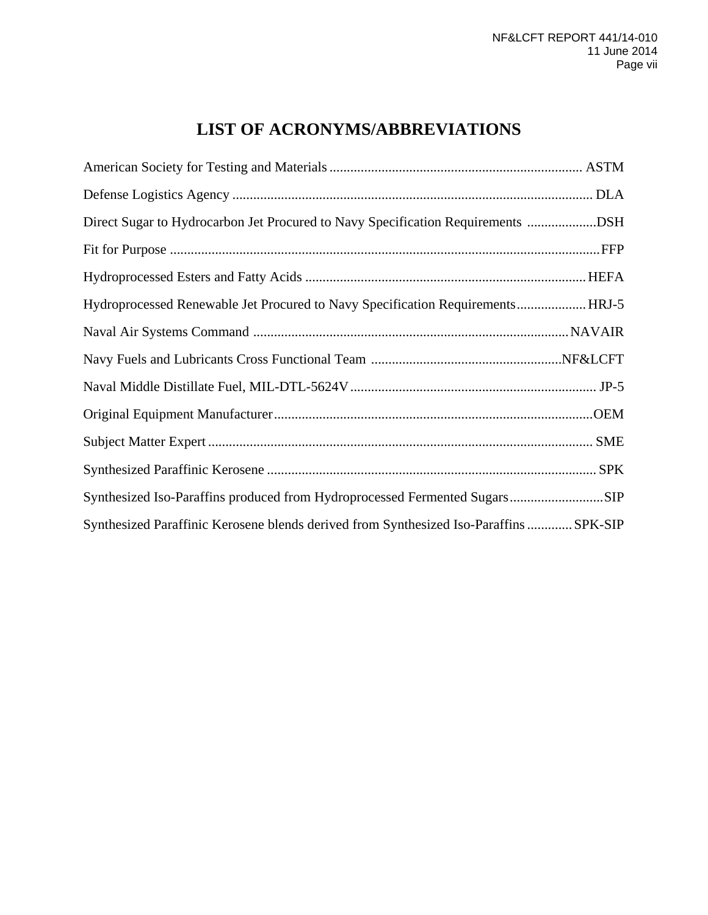# LIST OF ACRONYMS/ABBREVIATIONS

American Society for Testing and Materials .......................................................................... ASTM

Defense Logistics Agency ........................................................................................................ DLA

Direct Sugar to Hydrocarbon Jet Procured to Navy Specification Requirements ....................DSH

Fit for Purpose ............................................................................................................................FFP

Hydroprocessed Esters and Fatty Acids .................................................................................. HEFA

Hydroprocessed Renewable Jet Procured to Navy Specification Requirements.................... HRJ-5

Naval Air Systems Command ............................................................................................ NAVAIR

Navy Fuels and Lubricants Cross Functional Team ......................................................NF&LCFT

Naval Middle Distillate Fuel, MIL-DTL-5624V ....................................................................... JP-5

Original Equipment Manufacturer............................................................................................OEM

Subject Matter Expert .............................................................................................................. SME

Synthesized Paraffinic Kerosene ............................................................................................... SPK

Synthesized Iso-Paraffins produced from Hydroprocessed Fermented Sugars...........................SIP

Synthesized Paraffinic Kerosene blends derived from Synthesized Iso-Paraffins ............. SPK-SIP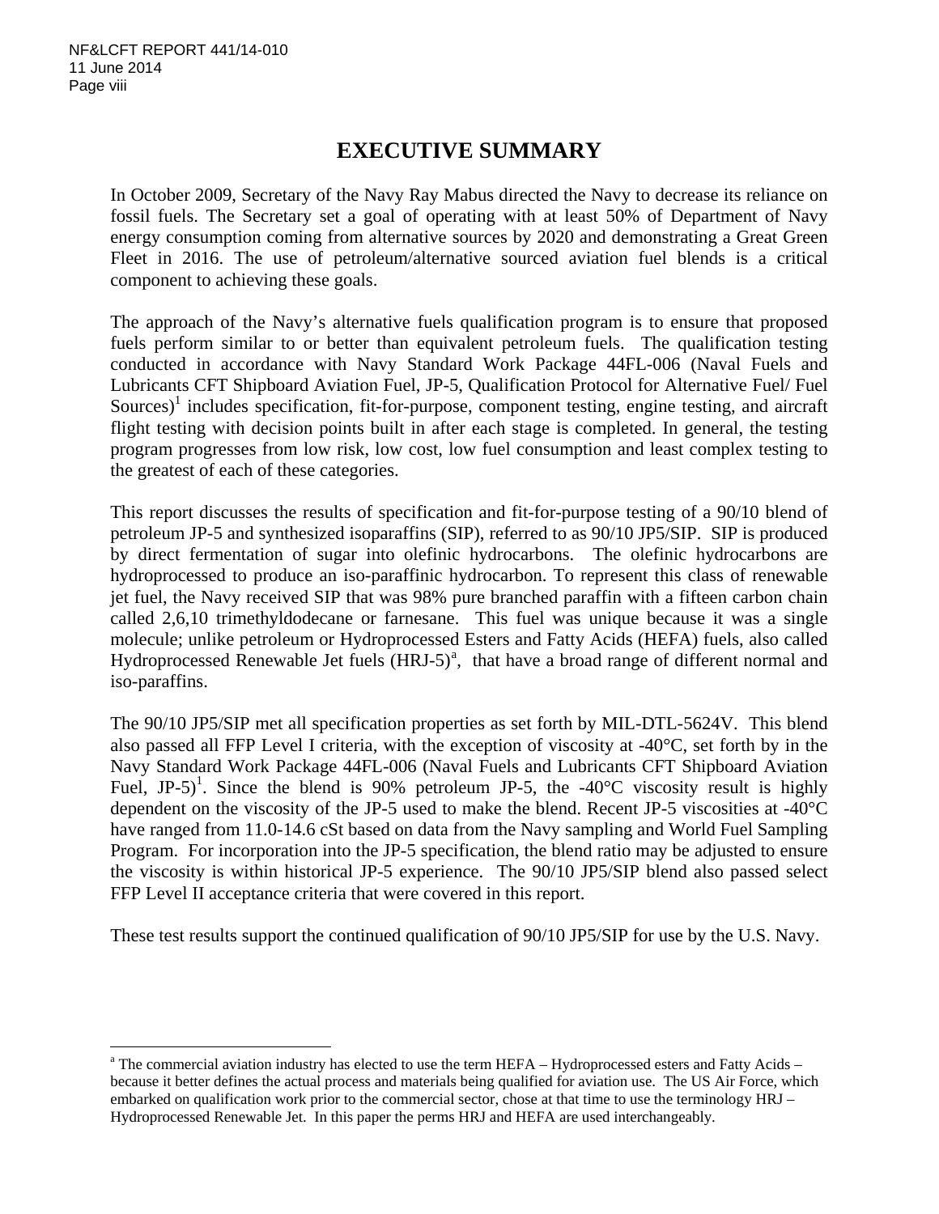# EXECUTIVE SUMMARY

In October 2009, Secretary of the Navy Ray Mabus directed the Navy to decrease its reliance on fossil fuels. The Secretary set a goal of operating with at least 50% of Department of Navy energy consumption coming from alternative sources by 2020 and demonstrating a Great Green Fleet in 2016. The use of petroleum/alternative sourced aviation fuel blends is a critical component to achieving these goals.

The approach of the Navy's alternative fuels qualification program is to ensure that proposed fuels perform similar to or better than equivalent petroleum fuels. The qualification testing conducted in accordance with Navy Standard Work Package 44FL-006 (Naval Fuels and Lubricants CFT Shipboard Aviation Fuel, JP-5, Qualification Protocol for Alternative Fuel/ Fuel Sources)[1] includes specification, fit-for-purpose, component testing, engine testing, and aircraft flight testing with decision points built in after each stage is completed. In general, the testing program progresses from low risk, low cost, low fuel consumption and least complex testing to the greatest of each of these categories.

This report discusses the results of specification and fit-for-purpose testing of a 90/10 blend of petroleum JP-5 and synthesized isoparaffins (SIP), referred to as 90/10 JP5/SIP. SIP is produced by direct fermentation of sugar into olefinic hydrocarbons. The olefinic hydrocarbons are hydroprocessed to produce an iso-paraffinic hydrocarbon. To represent this class of renewable jet fuel, the Navy received SIP that was 98% pure branched paraffin with a fifteen carbon chain called 2,6,10 trimethyldodecane or farnesane. This fuel was unique because it was a single molecule; unlike petroleum or Hydroprocessed Esters and Fatty Acids (HEFA) fuels, also called Hydroprocessed Renewable Jet fuels (HRJ-5)[a], that have a broad range of different normal and iso-paraffins.

The 90/10 JP5/SIP met all specification properties as set forth by MIL-DTL-5624V. This blend also passed all FFP Level I criteria, with the exception of viscosity at -40°C, set forth by in the Navy Standard Work Package 44FL-006 (Naval Fuels and Lubricants CFT Shipboard Aviation Fuel, JP-5)[1]. Since the blend is 90% petroleum JP-5, the -40°C viscosity result is highly dependent on the viscosity of the JP-5 used to make the blend. Recent JP-5 viscosities at -40°C have ranged from 11.0-14.6 cSt based on data from the Navy sampling and World Fuel Sampling Program. For incorporation into the JP-5 specification, the blend ratio may be adjusted to ensure the viscosity is within historical JP-5 experience. The 90/10 JP5/SIP blend also passed select FFP Level II acceptance criteria that were covered in this report.

These test results support the continued qualification of 90/10 JP5/SIP for use by the U.S. Navy.

---

[a] The commercial aviation industry has elected to use the term HEFA – Hydroprocessed esters and Fatty Acids – because it better defines the actual process and materials being qualified for aviation use. The US Air Force, which embarked on qualification work prior to the commercial sector, chose at that time to use the terminology HRJ – Hydroprocessed Renewable Jet. In this paper the perms HRJ and HEFA are used interchangeably.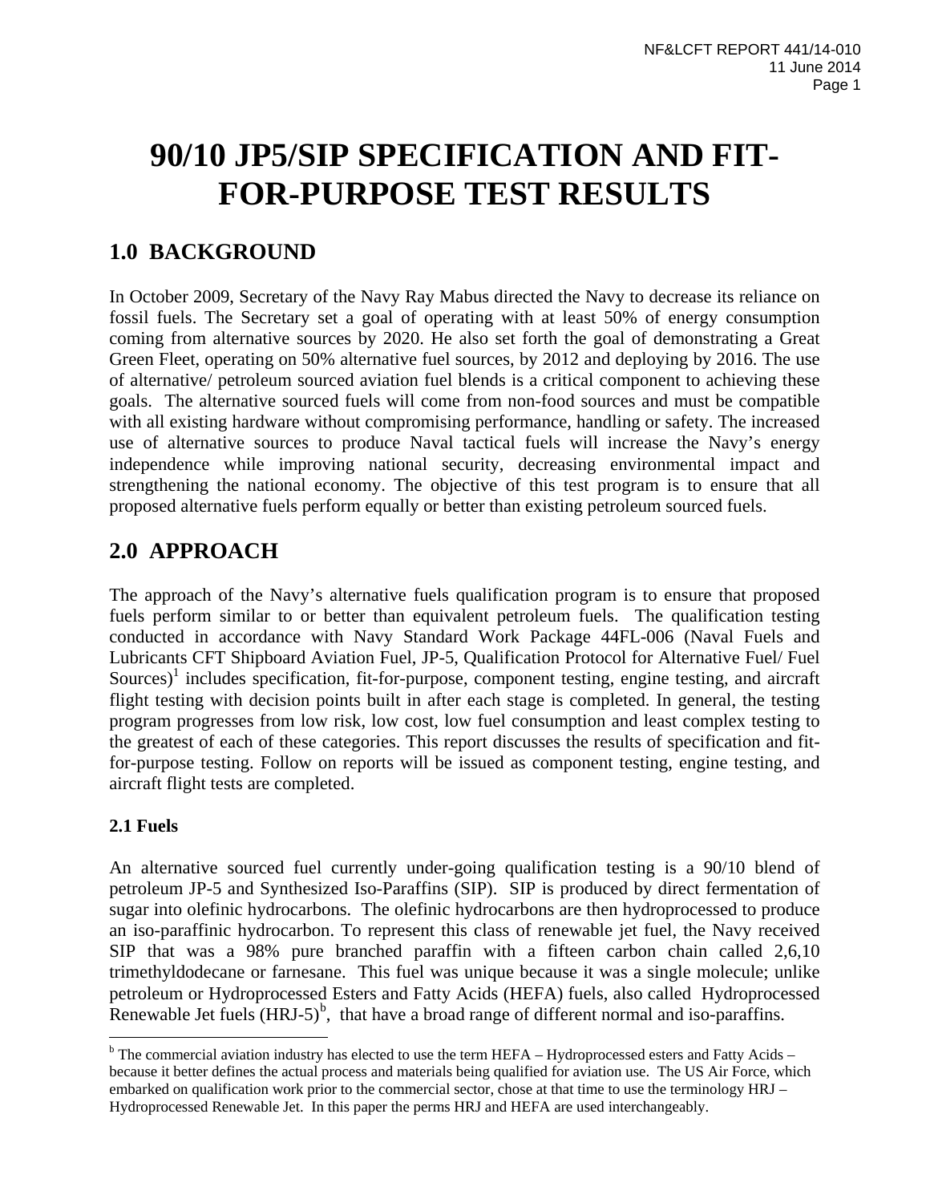# 90/10 JP5/SIP SPECIFICATION AND FIT-FOR-PURPOSE TEST RESULTS

## 1.0 BACKGROUND

In October 2009, Secretary of the Navy Ray Mabus directed the Navy to decrease its reliance on fossil fuels. The Secretary set a goal of operating with at least 50% of energy consumption coming from alternative sources by 2020. He also set forth the goal of demonstrating a Great Green Fleet, operating on 50% alternative fuel sources, by 2012 and deploying by 2016. The use of alternative/ petroleum sourced aviation fuel blends is a critical component to achieving these goals. The alternative sourced fuels will come from non-food sources and must be compatible with all existing hardware without compromising performance, handling or safety. The increased use of alternative sources to produce Naval tactical fuels will increase the Navy's energy independence while improving national security, decreasing environmental impact and strengthening the national economy. The objective of this test program is to ensure that all proposed alternative fuels perform equally or better than existing petroleum sourced fuels.

## 2.0 APPROACH

The approach of the Navy's alternative fuels qualification program is to ensure that proposed fuels perform similar to or better than equivalent petroleum fuels. The qualification testing conducted in accordance with Navy Standard Work Package 44FL-006 (Naval Fuels and Lubricants CFT Shipboard Aviation Fuel, JP-5, Qualification Protocol for Alternative Fuel/ Fuel Sources)[1] includes specification, fit-for-purpose, component testing, engine testing, and aircraft flight testing with decision points built in after each stage is completed. In general, the testing program progresses from low risk, low cost, low fuel consumption and least complex testing to the greatest of each of these categories. This report discusses the results of specification and fit-for-purpose testing. Follow on reports will be issued as component testing, engine testing, and aircraft flight tests are completed.

### 2.1 Fuels

An alternative sourced fuel currently under-going qualification testing is a 90/10 blend of petroleum JP-5 and Synthesized Iso-Paraffins (SIP). SIP is produced by direct fermentation of sugar into olefinic hydrocarbons. The olefinic hydrocarbons are then hydroprocessed to produce an iso-paraffinic hydrocarbon. To represent this class of renewable jet fuel, the Navy received SIP that was a 98% pure branched paraffin with a fifteen carbon chain called 2,6,10 trimethyldodecane or farnesane. This fuel was unique because it was a single molecule; unlike petroleum or Hydroprocessed Esters and Fatty Acids (HEFA) fuels, also called Hydroprocessed Renewable Jet fuels (HRJ-5)[b], that have a broad range of different normal and iso-paraffins.

[b] The commercial aviation industry has elected to use the term HEFA – Hydroprocessed esters and Fatty Acids – because it better defines the actual process and materials being qualified for aviation use. The US Air Force, which embarked on qualification work prior to the commercial sector, chose at that time to use the terminology HRJ – Hydroprocessed Renewable Jet. In this paper the perms HRJ and HEFA are used interchangeably.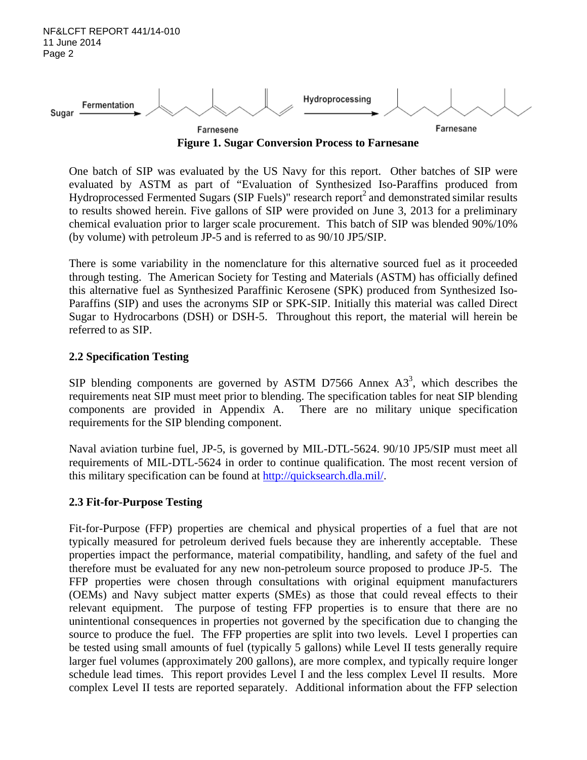Sugar —Fermentation→ Farnesene —Hydroprocessing→ Farnesane

**Figure 1. Sugar Conversion Process to Farnesane**

One batch of SIP was evaluated by the US Navy for this report. Other batches of SIP were evaluated by ASTM as part of "Evaluation of Synthesized Iso-Paraffins produced from Hydroprocessed Fermented Sugars (SIP Fuels)" research report[2] and demonstrated similar results to results showed herein. Five gallons of SIP were provided on June 3, 2013 for a preliminary chemical evaluation prior to larger scale procurement. This batch of SIP was blended 90%/10% (by volume) with petroleum JP-5 and is referred to as 90/10 JP5/SIP.

There is some variability in the nomenclature for this alternative sourced fuel as it proceeded through testing. The American Society for Testing and Materials (ASTM) has officially defined this alternative fuel as Synthesized Paraffinic Kerosene (SPK) produced from Synthesized Iso-Paraffins (SIP) and uses the acronyms SIP or SPK-SIP. Initially this material was called Direct Sugar to Hydrocarbons (DSH) or DSH-5. Throughout this report, the material will herein be referred to as SIP.

### 2.2 Specification Testing

SIP blending components are governed by ASTM D7566 Annex A3[3], which describes the requirements neat SIP must meet prior to blending. The specification tables for neat SIP blending components are provided in Appendix A. There are no military unique specification requirements for the SIP blending component.

Naval aviation turbine fuel, JP-5, is governed by MIL-DTL-5624. 90/10 JP5/SIP must meet all requirements of MIL-DTL-5624 in order to continue qualification. The most recent version of this military specification can be found at http://quicksearch.dla.mil/.

### 2.3 Fit-for-Purpose Testing

Fit-for-Purpose (FFP) properties are chemical and physical properties of a fuel that are not typically measured for petroleum derived fuels because they are inherently acceptable. These properties impact the performance, material compatibility, handling, and safety of the fuel and therefore must be evaluated for any new non-petroleum source proposed to produce JP-5. The FFP properties were chosen through consultations with original equipment manufacturers (OEMs) and Navy subject matter experts (SMEs) as those that could reveal effects to their relevant equipment. The purpose of testing FFP properties is to ensure that there are no unintentional consequences in properties not governed by the specification due to changing the source to produce the fuel. The FFP properties are split into two levels. Level I properties can be tested using small amounts of fuel (typically 5 gallons) while Level II tests generally require larger fuel volumes (approximately 200 gallons), are more complex, and typically require longer schedule lead times. This report provides Level I and the less complex Level II results. More complex Level II tests are reported separately. Additional information about the FFP selection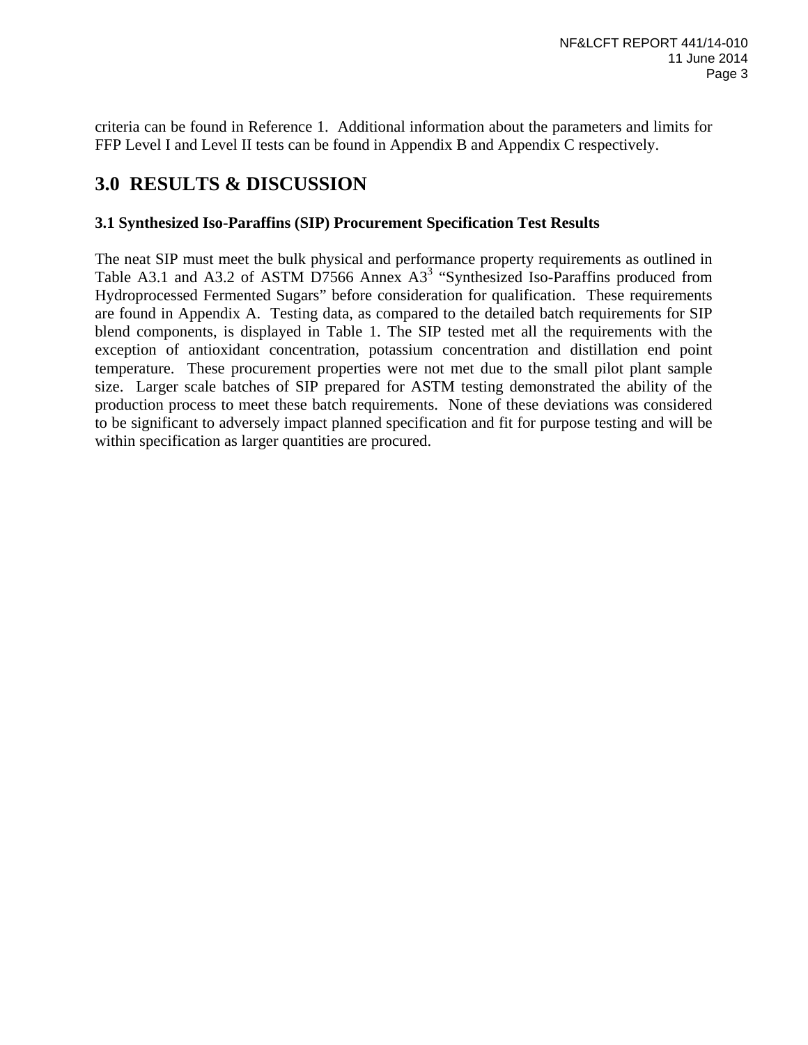criteria can be found in Reference 1. Additional information about the parameters and limits for FFP Level I and Level II tests can be found in Appendix B and Appendix C respectively.

# 3.0 RESULTS & DISCUSSION

### 3.1 Synthesized Iso-Paraffins (SIP) Procurement Specification Test Results

The neat SIP must meet the bulk physical and performance property requirements as outlined in Table A3.1 and A3.2 of ASTM D7566 Annex A3[3] "Synthesized Iso-Paraffins produced from Hydroprocessed Fermented Sugars" before consideration for qualification. These requirements are found in Appendix A. Testing data, as compared to the detailed batch requirements for SIP blend components, is displayed in Table 1. The SIP tested met all the requirements with the exception of antioxidant concentration, potassium concentration and distillation end point temperature. These procurement properties were not met due to the small pilot plant sample size. Larger scale batches of SIP prepared for ASTM testing demonstrated the ability of the production process to meet these batch requirements. None of these deviations was considered to be significant to adversely impact planned specification and fit for purpose testing and will be within specification as larger quantities are procured.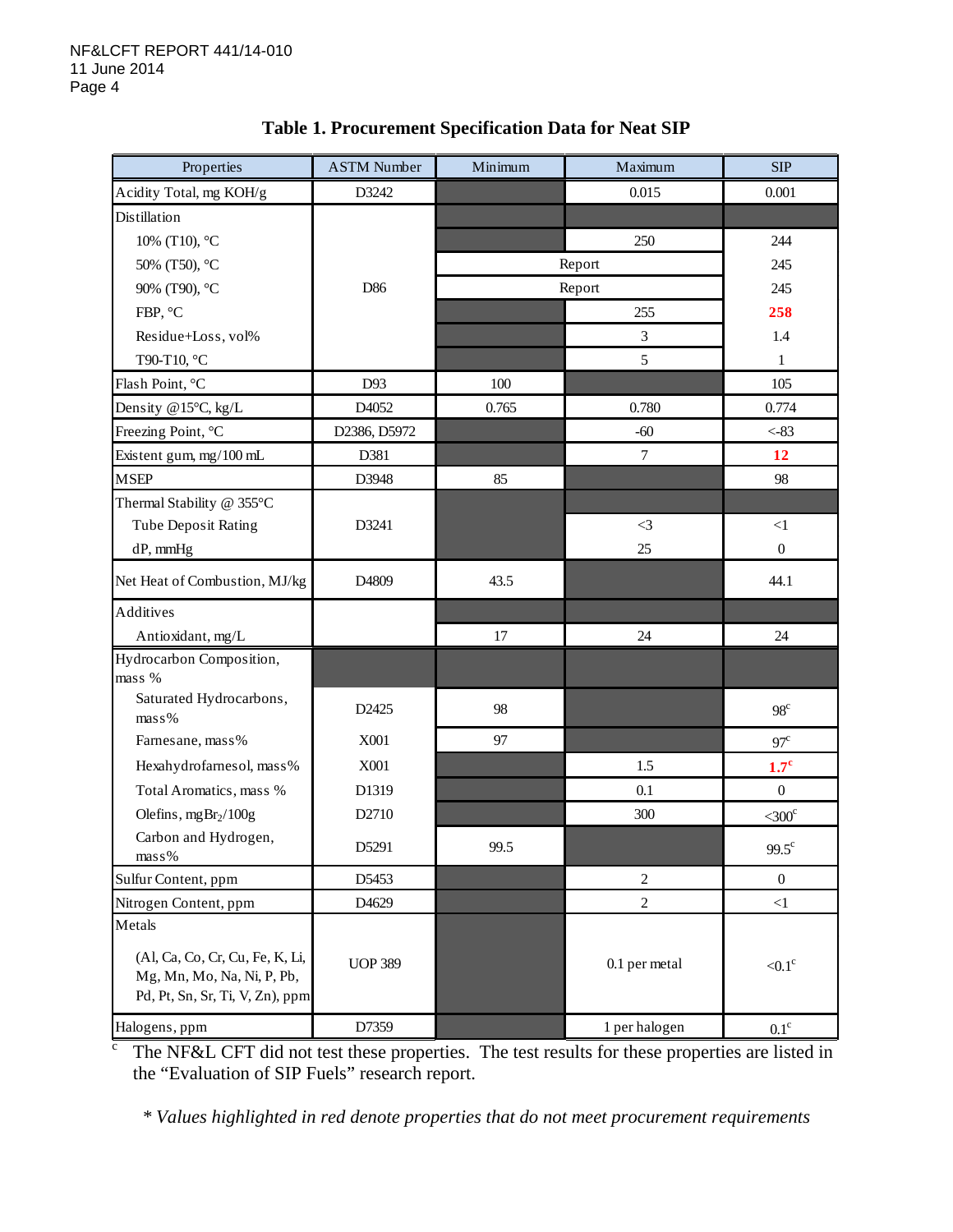## Table 1. Procurement Specification Data for Neat SIP

| Properties | ASTM Number | Minimum | Maximum | SIP |
|---|---|---|---|---|
| Acidity Total, mg KOH/g | D3242 | | 0.015 | 0.001 |
| Distillation | D86 | | | |
| 10% (T10), °C | | | 250 | 244 |
| 50% (T50), °C | | Report | | 245 |
| 90% (T90), °C | | Report | | 245 |
| FBP, °C | | | 255 | **258** |
| Residue+Loss, vol% | | | 3 | 1.4 |
| T90-T10, °C | | | 5 | 1 |
| Flash Point, °C | D93 | 100 | | 105 |
| Density @15°C, kg/L | D4052 | 0.765 | 0.780 | 0.774 |
| Freezing Point, °C | D2386, D5972 | | -60 | <-83 |
| Existent gum, mg/100 mL | D381 | | 7 | **12** |
| MSEP | D3948 | 85 | | 98 |
| Thermal Stability @ 355°C | D3241 | | | |
| Tube Deposit Rating | | | <3 | <1 |
| dP, mmHg | | | 25 | 0 |
| Net Heat of Combustion, MJ/kg | D4809 | 43.5 | | 44.1 |
| Additives | | | | |
| Antioxidant, mg/L | | 17 | 24 | 24 |
| Hydrocarbon Composition, mass % | | | | |
| Saturated Hydrocarbons, mass% | D2425 | 98 | | 98[c] |
| Farnesane, mass% | X001 | 97 | | 97[c] |
| Hexahydrofarnesol, mass% | X001 | | 1.5 | **1.7[c]** |
| Total Aromatics, mass % | D1319 | | 0.1 | 0 |
| Olefins, mg$Br_2$/100g | D2710 | | 300 | <300[c] |
| Carbon and Hydrogen, mass% | D5291 | 99.5 | | 99.5[c] |
| Sulfur Content, ppm | D5453 | | 2 | 0 |
| Nitrogen Content, ppm | D4629 | | 2 | <1 |
| Metals (Al, Ca, Co, Cr, Cu, Fe, K, Li, Mg, Mn, Mo, Na, Ni, P, Pb, Pd, Pt, Sn, Sr, Ti, V, Zn), ppm | UOP 389 | | 0.1 per metal | <0.1[c] |
| Halogens, ppm | D7359 | | 1 per halogen | 0.1[c] |

[c] The NF&L CFT did not test these properties. The test results for these properties are listed in the "Evaluation of SIP Fuels" research report.

*\* Values highlighted in red denote properties that do not meet procurement requirements*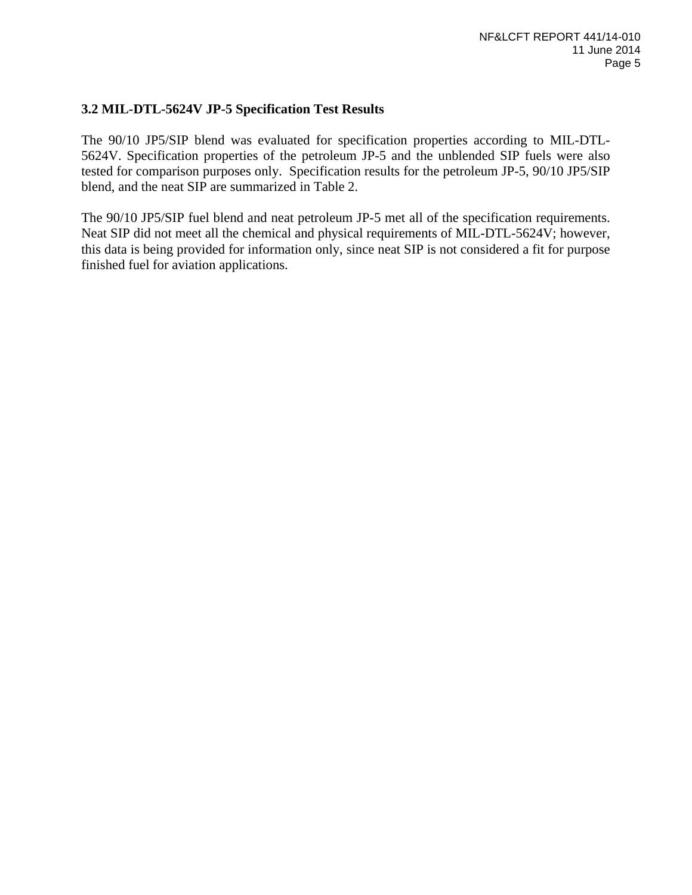### 3.2 MIL-DTL-5624V JP-5 Specification Test Results

The 90/10 JP5/SIP blend was evaluated for specification properties according to MIL-DTL-5624V. Specification properties of the petroleum JP-5 and the unblended SIP fuels were also tested for comparison purposes only. Specification results for the petroleum JP-5, 90/10 JP5/SIP blend, and the neat SIP are summarized in Table 2.

The 90/10 JP5/SIP fuel blend and neat petroleum JP-5 met all of the specification requirements. Neat SIP did not meet all the chemical and physical requirements of MIL-DTL-5624V; however, this data is being provided for information only, since neat SIP is not considered a fit for purpose finished fuel for aviation applications.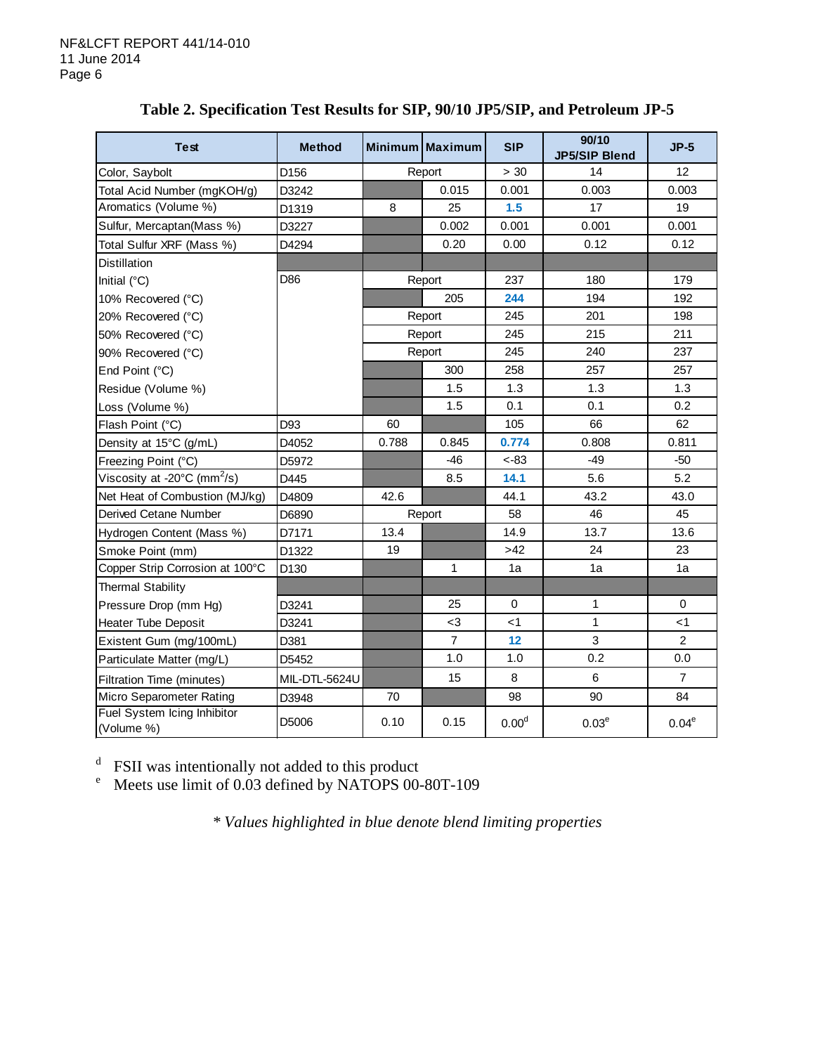## Table 2. Specification Test Results for SIP, 90/10 JP5/SIP, and Petroleum JP-5

| Test | Method | Minimum | Maximum | SIP | 90/10 JP5/SIP Blend | JP-5 |
|---|---|---|---|---|---|---|
| Color, Saybolt | D156 | Report | | > 30 | 14 | 12 |
| Total Acid Number (mgKOH/g) | D3242 | | 0.015 | 0.001 | 0.003 | 0.003 |
| Aromatics (Volume %) | D1319 | 8 | 25 | **1.5** | 17 | 19 |
| Sulfur, Mercaptan(Mass %) | D3227 | | 0.002 | 0.001 | 0.001 | 0.001 |
| Total Sulfur XRF (Mass %) | D4294 | | 0.20 | 0.00 | 0.12 | 0.12 |
| Distillation | | | | | | |
| Initial (°C) | D86 | Report | | 237 | 180 | 179 |
| 10% Recovered (°C) | | | 205 | **244** | 194 | 192 |
| 20% Recovered (°C) | | Report | | 245 | 201 | 198 |
| 50% Recovered (°C) | | Report | | 245 | 215 | 211 |
| 90% Recovered (°C) | | Report | | 245 | 240 | 237 |
| End Point (°C) | | | 300 | 258 | 257 | 257 |
| Residue (Volume %) | | | 1.5 | 1.3 | 1.3 | 1.3 |
| Loss (Volume %) | | | 1.5 | 0.1 | 0.1 | 0.2 |
| Flash Point (°C) | D93 | 60 | | 105 | 66 | 62 |
| Density at 15°C (g/mL) | D4052 | 0.788 | 0.845 | **0.774** | 0.808 | 0.811 |
| Freezing Point (°C) | D5972 | | -46 | <-83 | -49 | -50 |
| Viscosity at -20°C ($mm^2/s$) | D445 | | 8.5 | **14.1** | 5.6 | 5.2 |
| Net Heat of Combustion (MJ/kg) | D4809 | 42.6 | | 44.1 | 43.2 | 43.0 |
| Derived Cetane Number | D6890 | Report | | 58 | 46 | 45 |
| Hydrogen Content (Mass %) | D7171 | 13.4 | | 14.9 | 13.7 | 13.6 |
| Smoke Point (mm) | D1322 | 19 | | >42 | 24 | 23 |
| Copper Strip Corrosion at 100°C | D130 | | 1 | 1a | 1a | 1a |
| Thermal Stability | | | | | | |
| Pressure Drop (mm Hg) | D3241 | | 25 | 0 | 1 | 0 |
| Heater Tube Deposit | D3241 | | <3 | <1 | 1 | <1 |
| Existent Gum (mg/100mL) | D381 | | 7 | **12** | 3 | 2 |
| Particulate Matter (mg/L) | D5452 | | 1.0 | 1.0 | 0.2 | 0.0 |
| Filtration Time (minutes) | MIL-DTL-5624U | | 15 | 8 | 6 | 7 |
| Micro Separometer Rating | D3948 | 70 | | 98 | 90 | 84 |
| Fuel System Icing Inhibitor (Volume %) | D5006 | 0.10 | 0.15 | 0.00[d] | 0.03[e] | 0.04[e] |

[d] FSII was intentionally not added to this product

[e] Meets use limit of 0.03 defined by NATOPS 00-80T-109

*\* Values highlighted in blue denote blend limiting properties*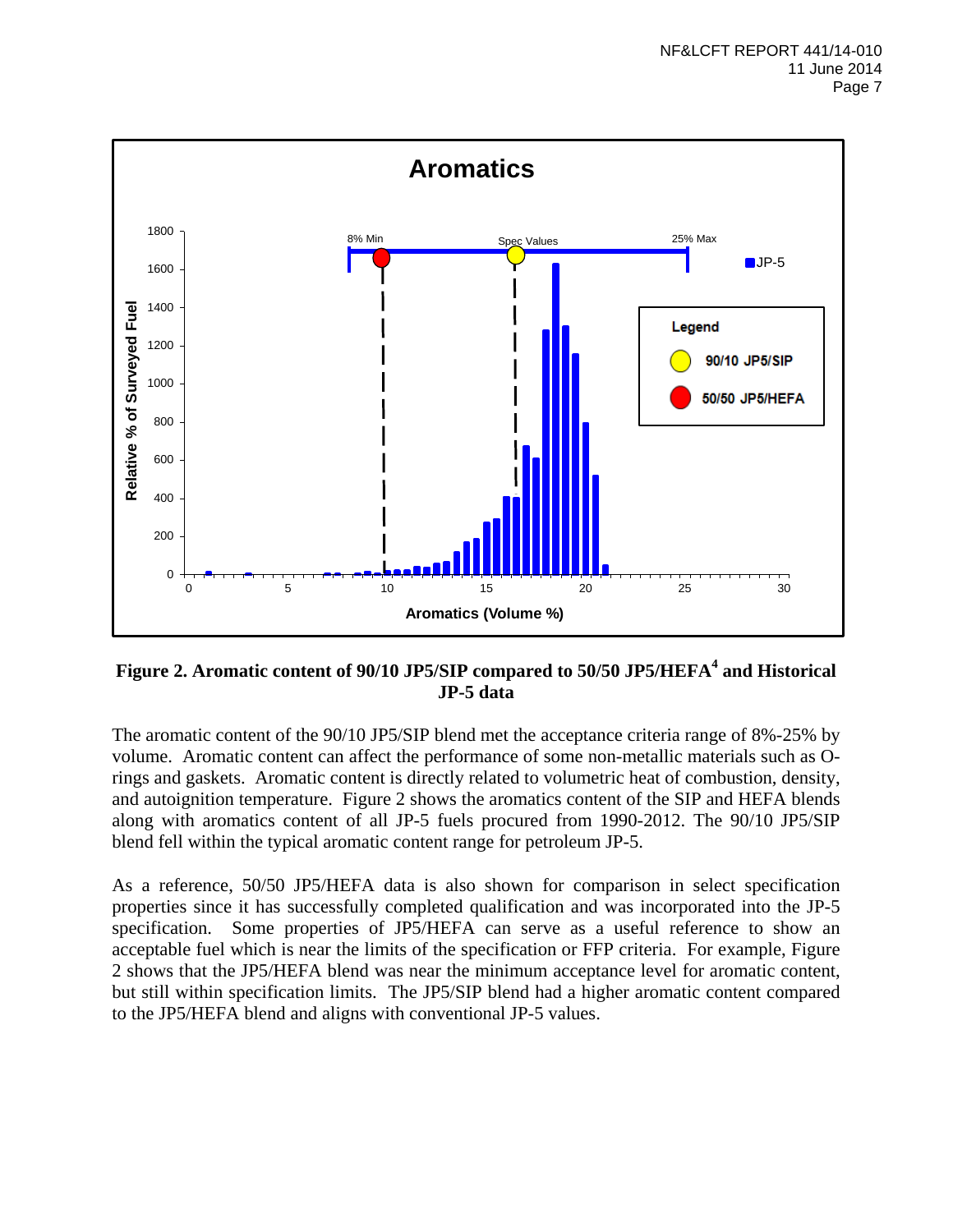**Figure 2. Aromatic content of 90/10 JP5/SIP compared to 50/50 JP5/HEFA[4] and Historical JP-5 data**

The aromatic content of the 90/10 JP5/SIP blend met the acceptance criteria range of 8%-25% by volume. Aromatic content can affect the performance of some non-metallic materials such as O-rings and gaskets. Aromatic content is directly related to volumetric heat of combustion, density, and autoignition temperature. Figure 2 shows the aromatics content of the SIP and HEFA blends along with aromatics content of all JP-5 fuels procured from 1990-2012. The 90/10 JP5/SIP blend fell within the typical aromatic content range for petroleum JP-5.

As a reference, 50/50 JP5/HEFA data is also shown for comparison in select specification properties since it has successfully completed qualification and was incorporated into the JP-5 specification. Some properties of JP5/HEFA can serve as a useful reference to show an acceptable fuel which is near the limits of the specification or FFP criteria. For example, Figure 2 shows that the JP5/HEFA blend was near the minimum acceptance level for aromatic content, but still within specification limits. The JP5/SIP blend had a higher aromatic content compared to the JP5/HEFA blend and aligns with conventional JP-5 values.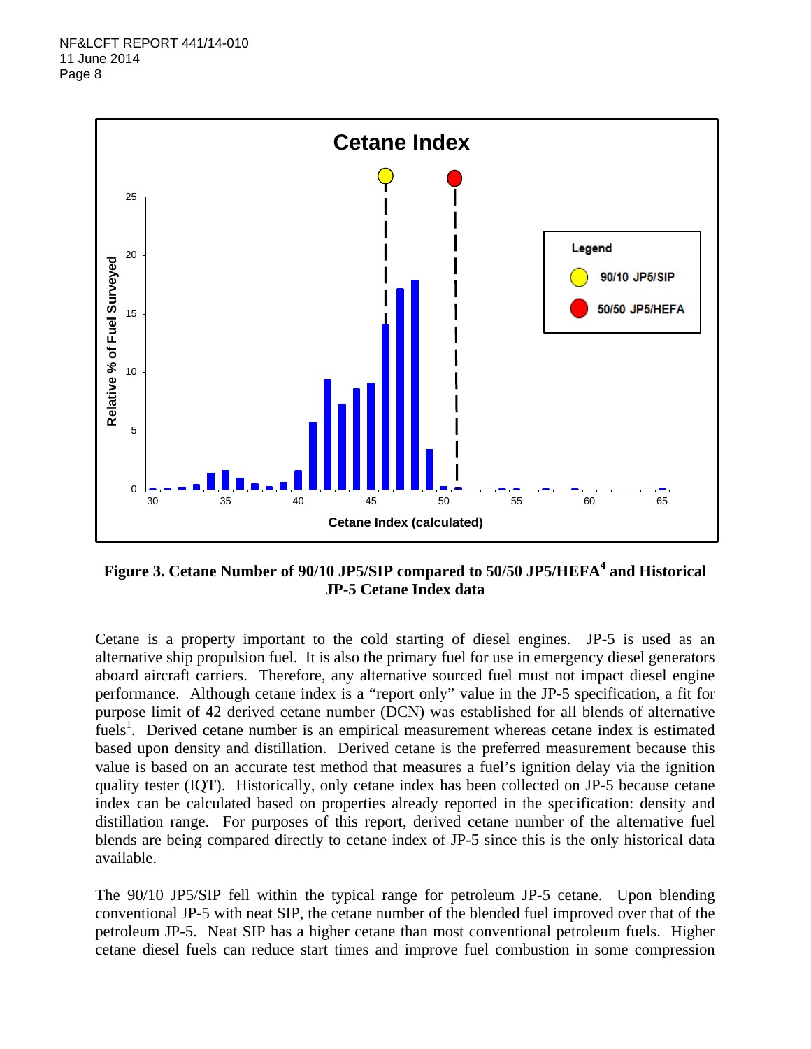**Figure 3. Cetane Number of 90/10 JP5/SIP compared to 50/50 JP5/HEFA[4] and Historical JP-5 Cetane Index data**

Cetane is a property important to the cold starting of diesel engines. JP-5 is used as an alternative ship propulsion fuel. It is also the primary fuel for use in emergency diesel generators aboard aircraft carriers. Therefore, any alternative sourced fuel must not impact diesel engine performance. Although cetane index is a "report only" value in the JP-5 specification, a fit for purpose limit of 42 derived cetane number (DCN) was established for all blends of alternative fuels[1]. Derived cetane number is an empirical measurement whereas cetane index is estimated based upon density and distillation. Derived cetane is the preferred measurement because this value is based on an accurate test method that measures a fuel's ignition delay via the ignition quality tester (IQT). Historically, only cetane index has been collected on JP-5 because cetane index can be calculated based on properties already reported in the specification: density and distillation range. For purposes of this report, derived cetane number of the alternative fuel blends are being compared directly to cetane index of JP-5 since this is the only historical data available.

The 90/10 JP5/SIP fell within the typical range for petroleum JP-5 cetane. Upon blending conventional JP-5 with neat SIP, the cetane number of the blended fuel improved over that of the petroleum JP-5. Neat SIP has a higher cetane than most conventional petroleum fuels. Higher cetane diesel fuels can reduce start times and improve fuel combustion in some compression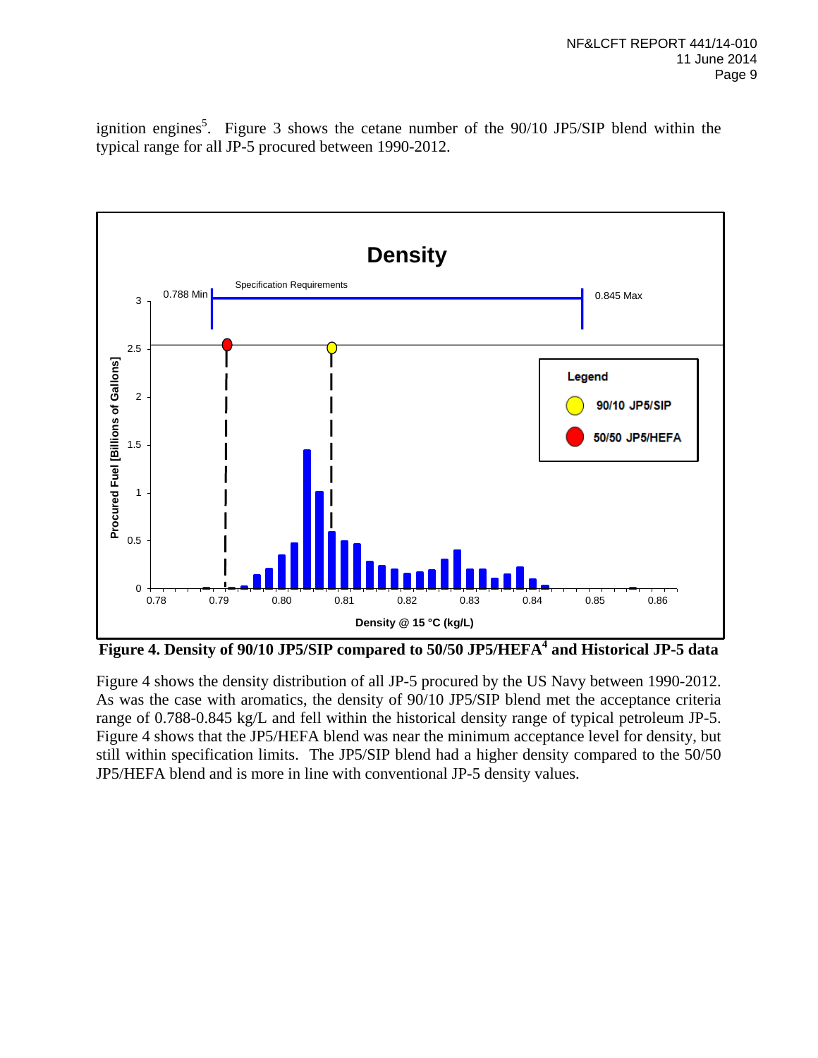ignition engines[5]. Figure 3 shows the cetane number of the 90/10 JP5/SIP blend within the typical range for all JP-5 procured between 1990-2012.

**Figure 4. Density of 90/10 JP5/SIP compared to 50/50 JP5/HEFA[4] and Historical JP-5 data**

Figure 4 shows the density distribution of all JP-5 procured by the US Navy between 1990-2012. As was the case with aromatics, the density of 90/10 JP5/SIP blend met the acceptance criteria range of 0.788-0.845 kg/L and fell within the historical density range of typical petroleum JP-5. Figure 4 shows that the JP5/HEFA blend was near the minimum acceptance level for density, but still within specification limits. The JP5/SIP blend had a higher density compared to the 50/50 JP5/HEFA blend and is more in line with conventional JP-5 density values.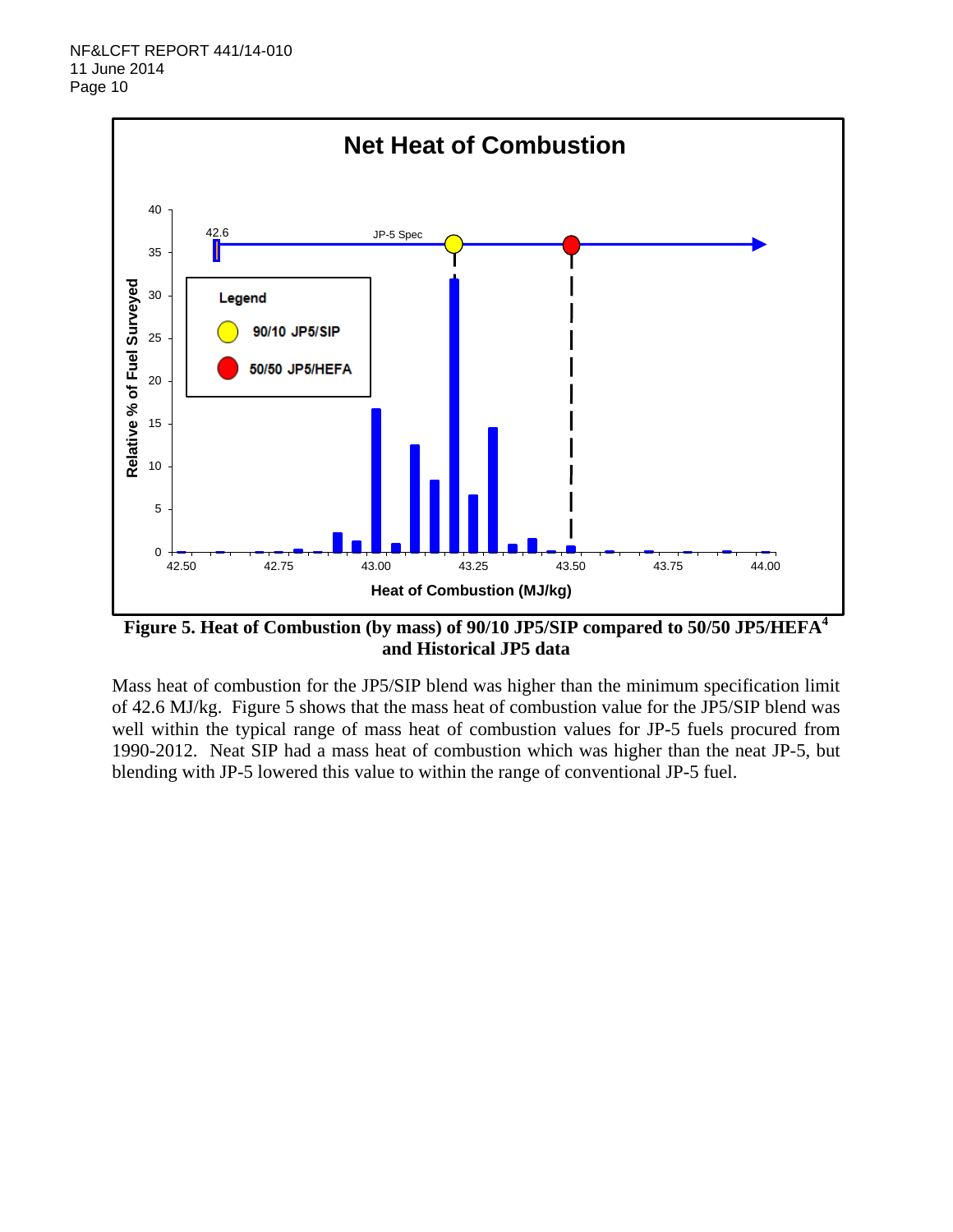Figure 5. Heat of Combustion (by mass) of 90/10 JP5/SIP compared to 50/50 JP5/HEFA[4] and Historical JP5 data

Mass heat of combustion for the JP5/SIP blend was higher than the minimum specification limit of 42.6 MJ/kg. Figure 5 shows that the mass heat of combustion value for the JP5/SIP blend was well within the typical range of mass heat of combustion values for JP-5 fuels procured from 1990-2012. Neat SIP had a mass heat of combustion which was higher than the neat JP-5, but blending with JP-5 lowered this value to within the range of conventional JP-5 fuel.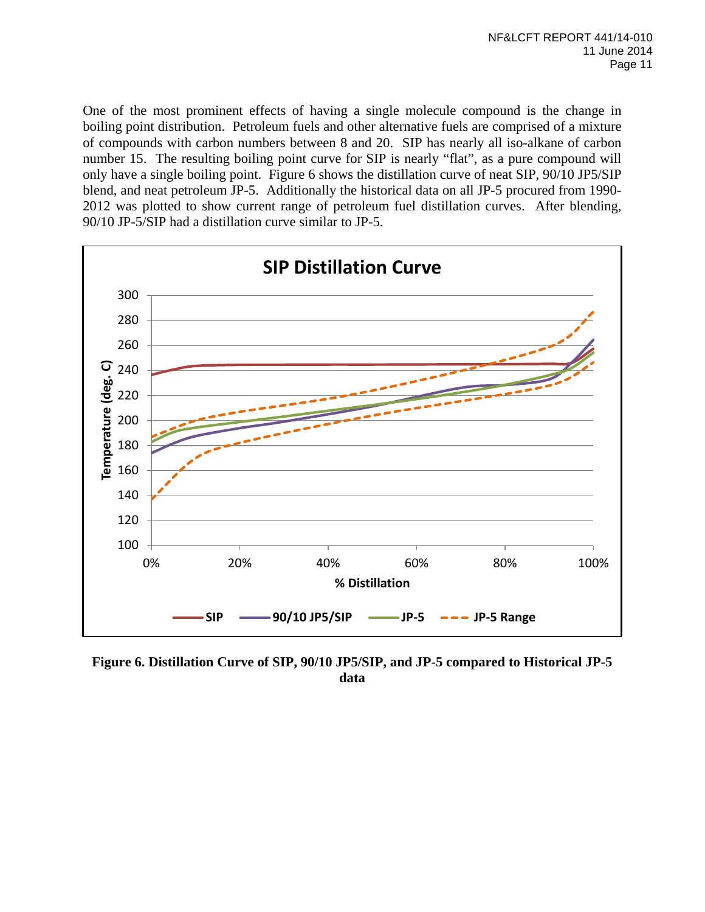One of the most prominent effects of having a single molecule compound is the change in boiling point distribution. Petroleum fuels and other alternative fuels are comprised of a mixture of compounds with carbon numbers between 8 and 20. SIP has nearly all iso-alkane of carbon number 15. The resulting boiling point curve for SIP is nearly "flat", as a pure compound will only have a single boiling point. Figure 6 shows the distillation curve of neat SIP, 90/10 JP5/SIP blend, and neat petroleum JP-5. Additionally the historical data on all JP-5 procured from 1990-2012 was plotted to show current range of petroleum fuel distillation curves. After blending, 90/10 JP-5/SIP had a distillation curve similar to JP-5.

**Figure 6. Distillation Curve of SIP, 90/10 JP5/SIP, and JP-5 compared to Historical JP-5 data**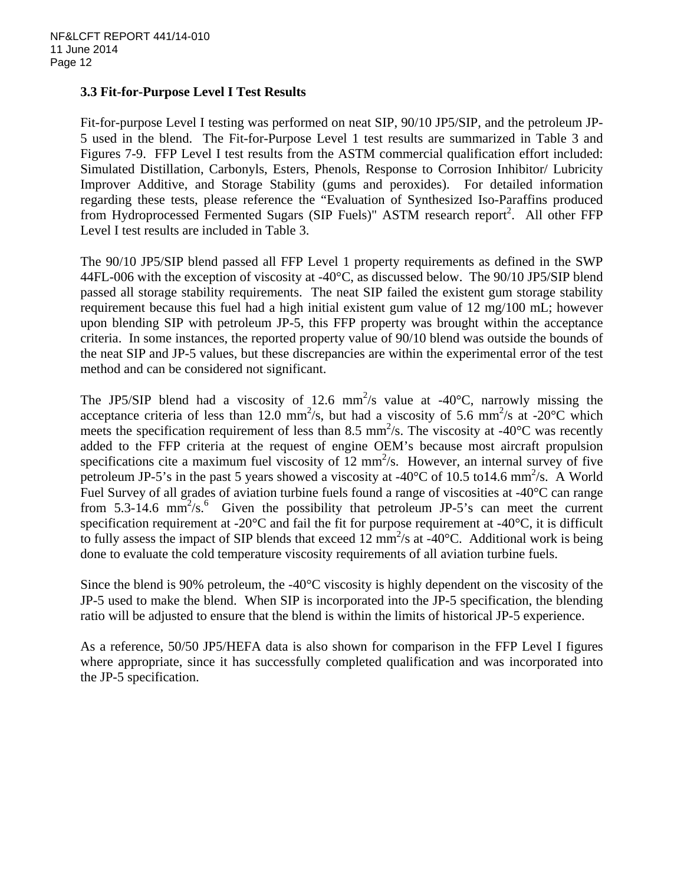### 3.3 Fit-for-Purpose Level I Test Results

Fit-for-purpose Level I testing was performed on neat SIP, 90/10 JP5/SIP, and the petroleum JP-5 used in the blend. The Fit-for-Purpose Level 1 test results are summarized in Table 3 and Figures 7-9. FFP Level I test results from the ASTM commercial qualification effort included: Simulated Distillation, Carbonyls, Esters, Phenols, Response to Corrosion Inhibitor/ Lubricity Improver Additive, and Storage Stability (gums and peroxides). For detailed information regarding these tests, please reference the "Evaluation of Synthesized Iso-Paraffins produced from Hydroprocessed Fermented Sugars (SIP Fuels)" ASTM research report[2]. All other FFP Level I test results are included in Table 3.

The 90/10 JP5/SIP blend passed all FFP Level 1 property requirements as defined in the SWP 44FL-006 with the exception of viscosity at -40°C, as discussed below. The 90/10 JP5/SIP blend passed all storage stability requirements. The neat SIP failed the existent gum storage stability requirement because this fuel had a high initial existent gum value of 12 mg/100 mL; however upon blending SIP with petroleum JP-5, this FFP property was brought within the acceptance criteria. In some instances, the reported property value of 90/10 blend was outside the bounds of the neat SIP and JP-5 values, but these discrepancies are within the experimental error of the test method and can be considered not significant.

The JP5/SIP blend had a viscosity of 12.6 $mm^2/s$ value at -40°C, narrowly missing the acceptance criteria of less than 12.0 $mm^2/s$, but had a viscosity of 5.6 $mm^2/s$ at -20°C which meets the specification requirement of less than 8.5 $mm^2/s$. The viscosity at -40°C was recently added to the FFP criteria at the request of engine OEM's because most aircraft propulsion specifications cite a maximum fuel viscosity of 12 $mm^2/s$. However, an internal survey of five petroleum JP-5's in the past 5 years showed a viscosity at -40°C of 10.5 to14.6 $mm^2/s$. A World Fuel Survey of all grades of aviation turbine fuels found a range of viscosities at -40°C can range from 5.3-14.6 $mm^2/s$.[6] Given the possibility that petroleum JP-5's can meet the current specification requirement at -20°C and fail the fit for purpose requirement at -40°C, it is difficult to fully assess the impact of SIP blends that exceed 12 $mm^2/s$ at -40°C. Additional work is being done to evaluate the cold temperature viscosity requirements of all aviation turbine fuels.

Since the blend is 90% petroleum, the -40°C viscosity is highly dependent on the viscosity of the JP-5 used to make the blend. When SIP is incorporated into the JP-5 specification, the blending ratio will be adjusted to ensure that the blend is within the limits of historical JP-5 experience.

As a reference, 50/50 JP5/HEFA data is also shown for comparison in the FFP Level I figures where appropriate, since it has successfully completed qualification and was incorporated into the JP-5 specification.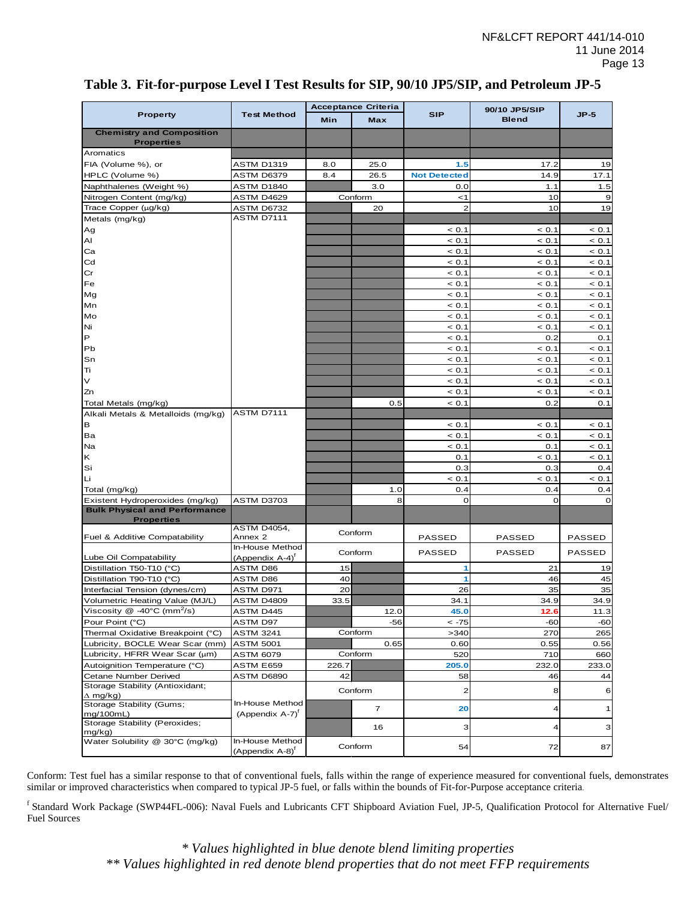## Table 3. Fit-for-purpose Level I Test Results for SIP, 90/10 JP5/SIP, and Petroleum JP-5

| Property | Test Method | Acceptance Criteria | | SIP | 90/10 JP5/SIP Blend | JP-5 |
|---|---|---|---|---|---|---|
| | | Min | Max | | | |
| **Chemistry and Composition Properties** | | | | | | |
| Aromatics | | | | | | |
| FIA (Volume %), or | ASTM D1319 | 8.0 | 25.0 | 1.5 | 17.2 | 19 |
| HPLC (Volume %) | ASTM D6379 | 8.4 | 26.5 | Not Detected | 14.9 | 17.1 |
| Naphthalenes (Weight %) | ASTM D1840 | | 3.0 | 0.0 | 1.1 | 1.5 |
| Nitrogen Content (mg/kg) | ASTM D4629 | Conform | | <1 | 10 | 9 |
| Trace Copper (µg/kg) | ASTM D6732 | | 20 | 2 | 10 | 19 |
| Metals (mg/kg) | ASTM D7111 | | | | | |
| Ag | | | | < 0.1 | < 0.1 | < 0.1 |
| Al | | | | < 0.1 | < 0.1 | < 0.1 |
| Ca | | | | < 0.1 | < 0.1 | < 0.1 |
| Cd | | | | < 0.1 | < 0.1 | < 0.1 |
| Cr | | | | < 0.1 | < 0.1 | < 0.1 |
| Fe | | | | < 0.1 | < 0.1 | < 0.1 |
| Mg | | | | < 0.1 | < 0.1 | < 0.1 |
| Mn | | | | < 0.1 | < 0.1 | < 0.1 |
| Mo | | | | < 0.1 | < 0.1 | < 0.1 |
| Ni | | | | < 0.1 | < 0.1 | < 0.1 |
| P | | | | < 0.1 | 0.2 | 0.1 |
| Pb | | | | < 0.1 | < 0.1 | < 0.1 |
| Sn | | | | < 0.1 | < 0.1 | < 0.1 |
| Ti | | | | < 0.1 | < 0.1 | < 0.1 |
| V | | | | < 0.1 | < 0.1 | < 0.1 |
| Zn | | | | < 0.1 | < 0.1 | < 0.1 |
| Total Metals (mg/kg) | | | 0.5 | < 0.1 | 0.2 | 0.1 |
| Alkali Metals & Metalloids (mg/kg) | ASTM D7111 | | | | | |
| B | | | | < 0.1 | < 0.1 | < 0.1 |
| Ba | | | | < 0.1 | < 0.1 | < 0.1 |
| Na | | | | < 0.1 | 0.1 | < 0.1 |
| K | | | | 0.1 | < 0.1 | < 0.1 |
| Si | | | | 0.3 | 0.3 | 0.4 |
| Li | | | | < 0.1 | < 0.1 | < 0.1 |
| Total (mg/kg) | | | 1.0 | 0.4 | 0.4 | 0.4 |
| Existent Hydroperoxides (mg/kg) | ASTM D3703 | | 8 | 0 | 0 | 0 |
| **Bulk Physical and Performance Properties** | | | | | | |
| Fuel & Additive Compatability | ASTM D4054, Annex 2 | Conform | | PASSED | PASSED | PASSED |
| Lube Oil Compatability | In-House Method (Appendix A-4)[f] | Conform | | PASSED | PASSED | PASSED |
| Distillation T50-T10 (°C) | ASTM D86 | 15 | | 1 | 21 | 19 |
| Distillation T90-T10 (°C) | ASTM D86 | 40 | | 1 | 46 | 45 |
| Interfacial Tension (dynes/cm) | ASTM D971 | 20 | | 26 | 35 | 35 |
| Volumetric Heating Value (MJ/L) | ASTM D4809 | 33.5 | | 34.1 | 34.9 | 34.9 |
| Viscosity @ -40°C ($mm^2/s$) | ASTM D445 | | 12.0 | 45.0 | 12.6 | 11.3 |
| Pour Point (°C) | ASTM D97 | | -56 | < -75 | -60 | -60 |
| Thermal Oxidative Breakpoint (°C) | ASTM 3241 | Conform | | >340 | 270 | 265 |
| Lubricity, BOCLE Wear Scar (mm) | ASTM 5001 | | 0.65 | 0.60 | 0.55 | 0.56 |
| Lubricity, HFRR Wear Scar (µm) | ASTM 6079 | Conform | | 520 | 710 | 660 |
| Autoignition Temperature (°C) | ASTM E659 | 226.7 | | 205.0 | 232.0 | 233.0 |
| Cetane Number Derived | ASTM D6890 | 42 | | 58 | 46 | 44 |
| Storage Stability (Antioxidant; Δ mg/kg) | In-House Method (Appendix A-7)[f] | Conform | | 2 | 8 | 6 |
| Storage Stability (Gums; mg/100mL) | | | 7 | 20 | 4 | 1 |
| Storage Stability (Peroxides; mg/kg) | | | 16 | 3 | 4 | 3 |
| Water Solubility @ 30°C (mg/kg) | In-House Method (Appendix A-8)[f] | Conform | | 54 | 72 | 87 |

Conform: Test fuel has a similar response to that of conventional fuels, falls within the range of experience measured for conventional fuels, demonstrates similar or improved characteristics when compared to typical JP-5 fuel, or falls within the bounds of Fit-for-Purpose acceptance criteria.

[f] Standard Work Package (SWP44FL-006): Naval Fuels and Lubricants CFT Shipboard Aviation Fuel, JP-5, Qualification Protocol for Alternative Fuel/ Fuel Sources

*\* Values highlighted in blue denote blend limiting properties*

*\*\* Values highlighted in red denote blend properties that do not meet FFP requirements*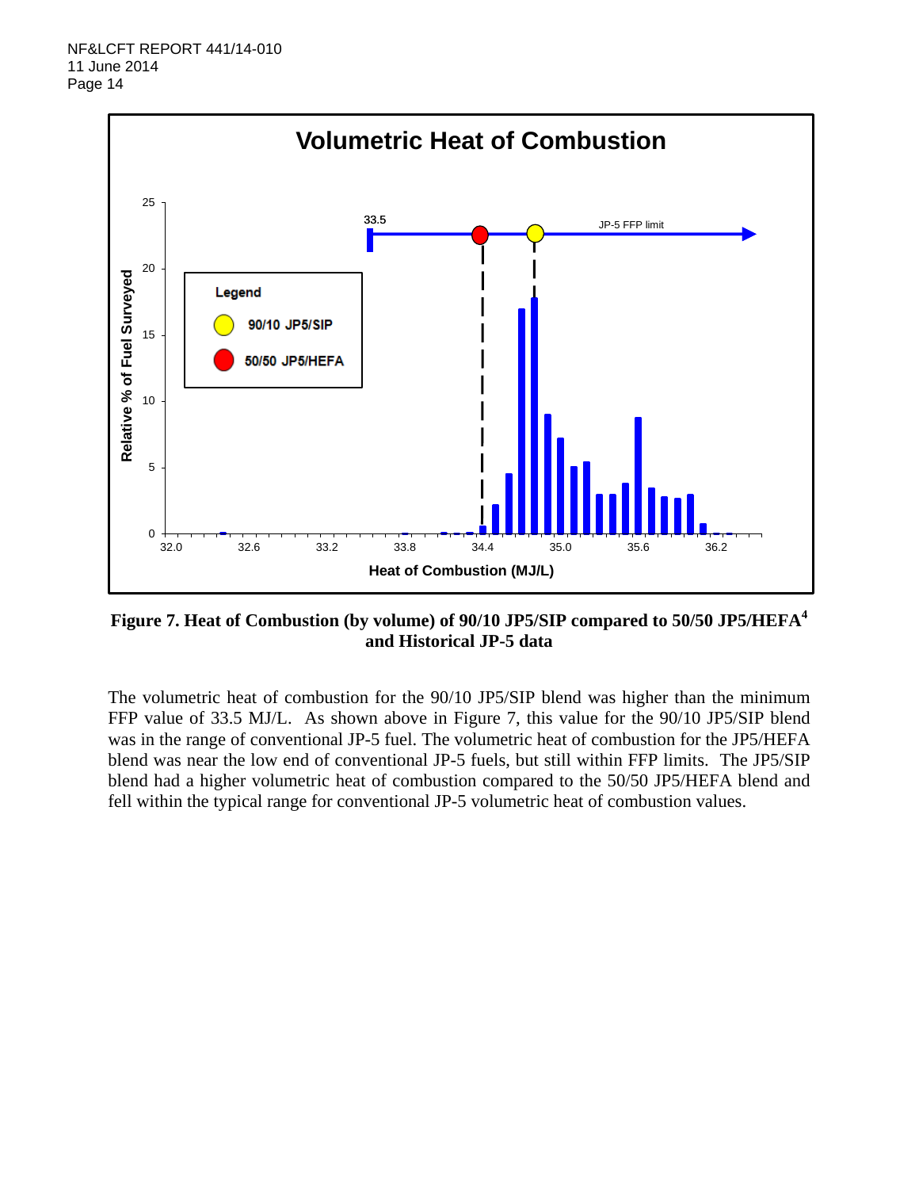**Figure 7. Heat of Combustion (by volume) of 90/10 JP5/SIP compared to 50/50 JP5/HEFA[4] and Historical JP-5 data**

The volumetric heat of combustion for the 90/10 JP5/SIP blend was higher than the minimum FFP value of 33.5 MJ/L. As shown above in Figure 7, this value for the 90/10 JP5/SIP blend was in the range of conventional JP-5 fuel. The volumetric heat of combustion for the JP5/HEFA blend was near the low end of conventional JP-5 fuels, but still within FFP limits. The JP5/SIP blend had a higher volumetric heat of combustion compared to the 50/50 JP5/HEFA blend and fell within the typical range for conventional JP-5 volumetric heat of combustion values.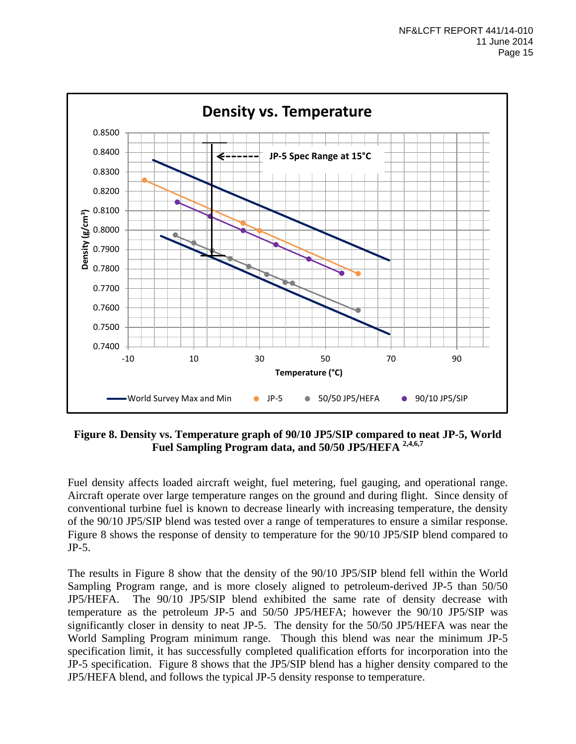**Figure 8. Density vs. Temperature graph of 90/10 JP5/SIP compared to neat JP-5, World Fuel Sampling Program data, and 50/50 JP5/HEFA [2,4,6,7]**

Fuel density affects loaded aircraft weight, fuel metering, fuel gauging, and operational range. Aircraft operate over large temperature ranges on the ground and during flight. Since density of conventional turbine fuel is known to decrease linearly with increasing temperature, the density of the 90/10 JP5/SIP blend was tested over a range of temperatures to ensure a similar response. Figure 8 shows the response of density to temperature for the 90/10 JP5/SIP blend compared to JP-5.

The results in Figure 8 show that the density of the 90/10 JP5/SIP blend fell within the World Sampling Program range, and is more closely aligned to petroleum-derived JP-5 than 50/50 JP5/HEFA. The 90/10 JP5/SIP blend exhibited the same rate of density decrease with temperature as the petroleum JP-5 and 50/50 JP5/HEFA; however the 90/10 JP5/SIP was significantly closer in density to neat JP-5. The density for the 50/50 JP5/HEFA was near the World Sampling Program minimum range. Though this blend was near the minimum JP-5 specification limit, it has successfully completed qualification efforts for incorporation into the JP-5 specification. Figure 8 shows that the JP5/SIP blend has a higher density compared to the JP5/HEFA blend, and follows the typical JP-5 density response to temperature.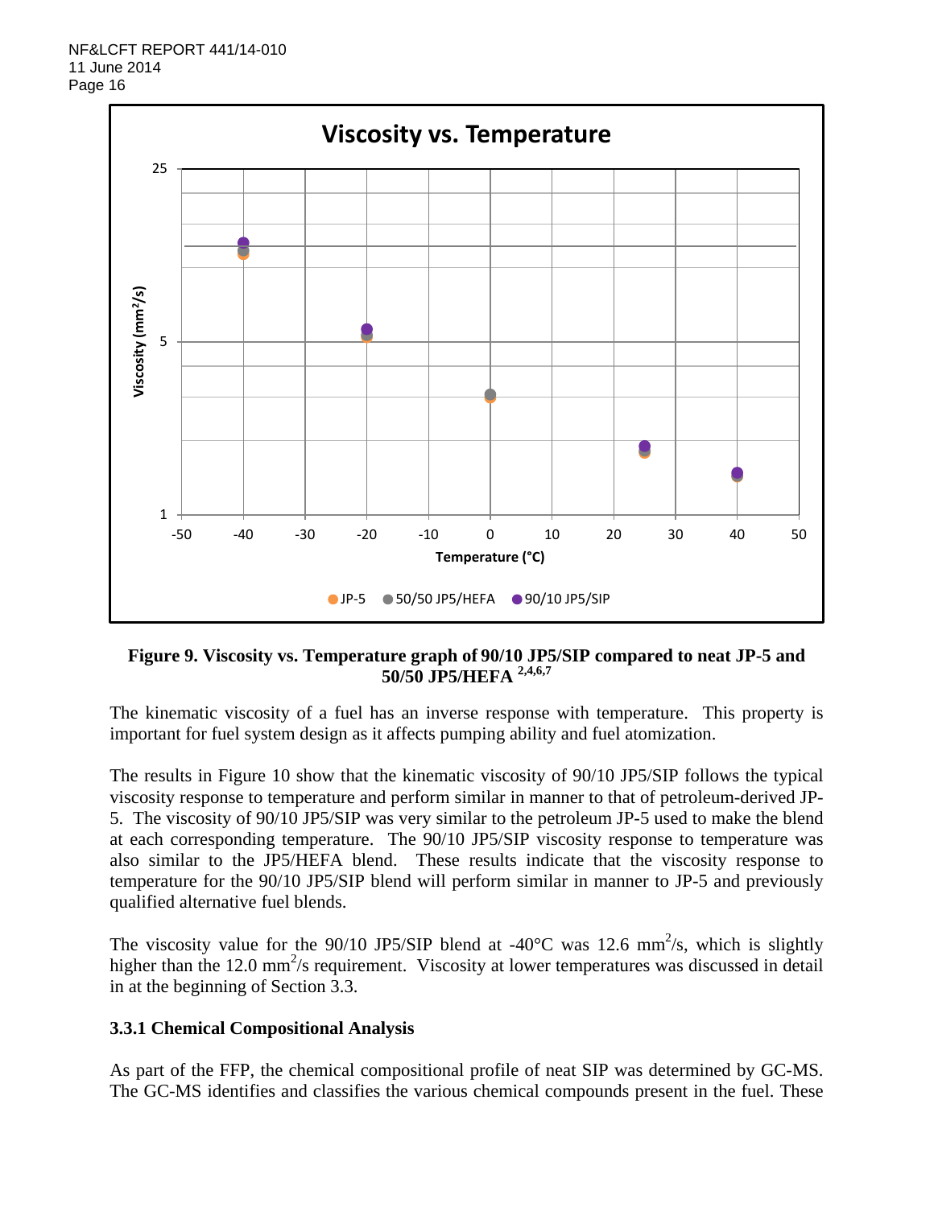Figure 9. Viscosity vs. Temperature graph of 90/10 JP5/SIP compared to neat JP-5 and 50/50 JP5/HEFA [2,4,6,7]

The kinematic viscosity of a fuel has an inverse response with temperature. This property is important for fuel system design as it affects pumping ability and fuel atomization.

The results in Figure 10 show that the kinematic viscosity of 90/10 JP5/SIP follows the typical viscosity response to temperature and perform similar in manner to that of petroleum-derived JP-5. The viscosity of 90/10 JP5/SIP was very similar to the petroleum JP-5 used to make the blend at each corresponding temperature. The 90/10 JP5/SIP viscosity response to temperature was also similar to the JP5/HEFA blend. These results indicate that the viscosity response to temperature for the 90/10 JP5/SIP blend will perform similar in manner to JP-5 and previously qualified alternative fuel blends.

The viscosity value for the 90/10 JP5/SIP blend at -40°C was 12.6 $mm^2/s$, which is slightly higher than the 12.0 $mm^2/s$ requirement. Viscosity at lower temperatures was discussed in detail in at the beginning of Section 3.3.

### 3.3.1 Chemical Compositional Analysis

As part of the FFP, the chemical compositional profile of neat SIP was determined by GC-MS. The GC-MS identifies and classifies the various chemical compounds present in the fuel. These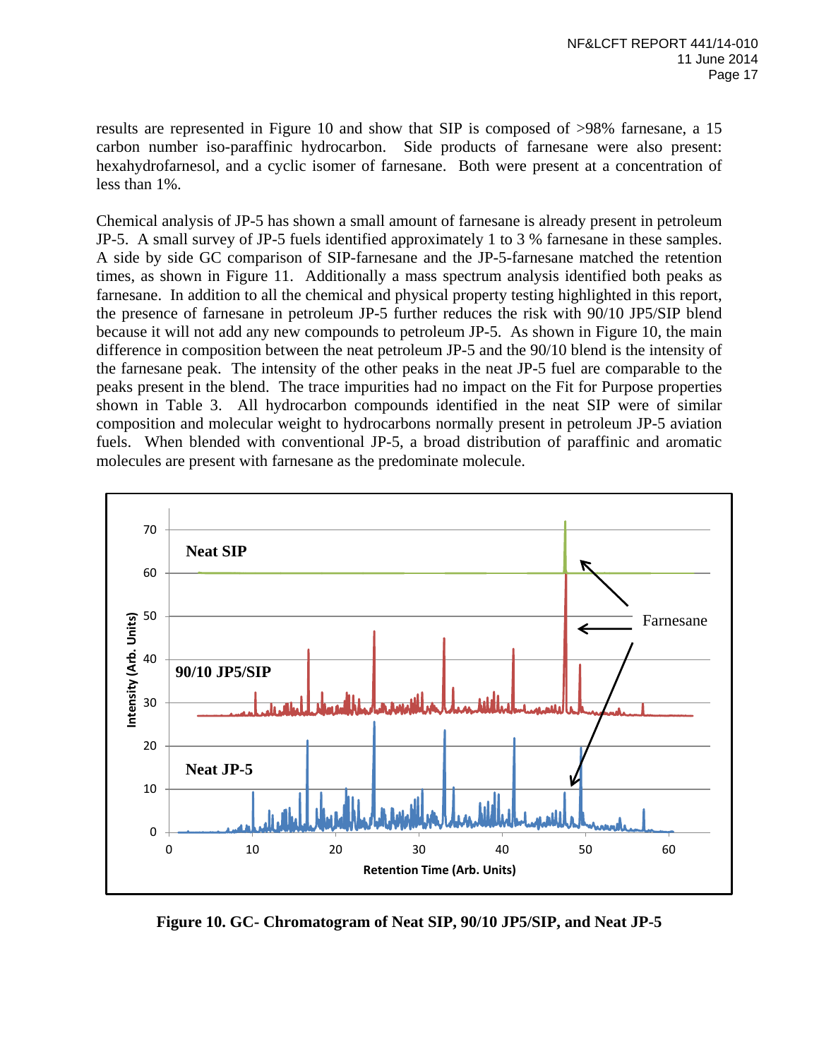results are represented in Figure 10 and show that SIP is composed of >98% farnesane, a 15 carbon number iso-paraffinic hydrocarbon. Side products of farnesane were also present: hexahydrofarnesol, and a cyclic isomer of farnesane. Both were present at a concentration of less than 1%.

Chemical analysis of JP-5 has shown a small amount of farnesane is already present in petroleum JP-5. A small survey of JP-5 fuels identified approximately 1 to 3 % farnesane in these samples. A side by side GC comparison of SIP-farnesane and the JP-5-farnesane matched the retention times, as shown in Figure 11. Additionally a mass spectrum analysis identified both peaks as farnesane. In addition to all the chemical and physical property testing highlighted in this report, the presence of farnesane in petroleum JP-5 further reduces the risk with 90/10 JP5/SIP blend because it will not add any new compounds to petroleum JP-5. As shown in Figure 10, the main difference in composition between the neat petroleum JP-5 and the 90/10 blend is the intensity of the farnesane peak. The intensity of the other peaks in the neat JP-5 fuel are comparable to the peaks present in the blend. The trace impurities had no impact on the Fit for Purpose properties shown in Table 3. All hydrocarbon compounds identified in the neat SIP were of similar composition and molecular weight to hydrocarbons normally present in petroleum JP-5 aviation fuels. When blended with conventional JP-5, a broad distribution of paraffinic and aromatic molecules are present with farnesane as the predominate molecule.

**Figure 10. GC- Chromatogram of Neat SIP, 90/10 JP5/SIP, and Neat JP-5**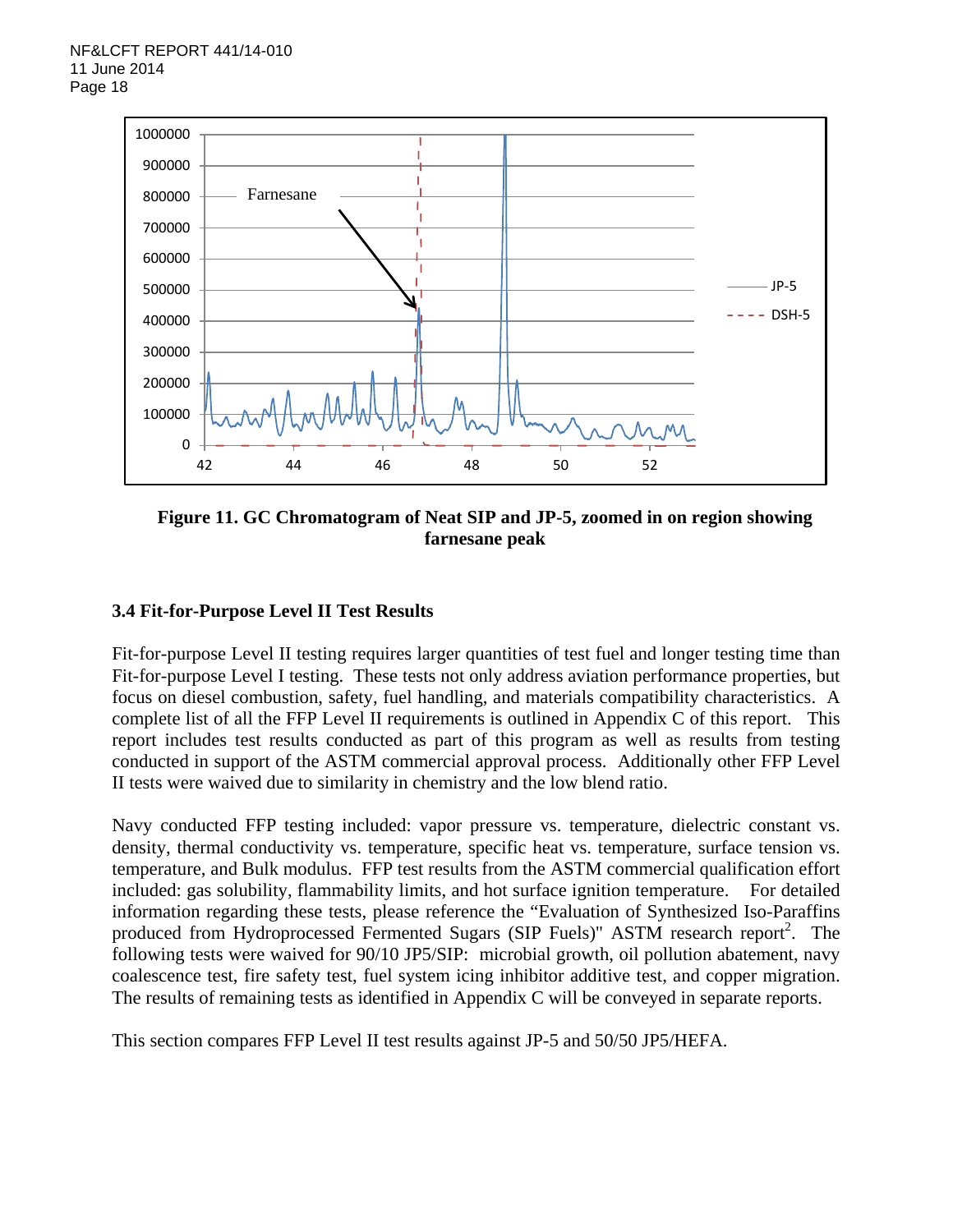**Figure 11. GC Chromatogram of Neat SIP and JP-5, zoomed in on region showing farnesane peak**

### 3.4 Fit-for-Purpose Level II Test Results

Fit-for-purpose Level II testing requires larger quantities of test fuel and longer testing time than Fit-for-purpose Level I testing. These tests not only address aviation performance properties, but focus on diesel combustion, safety, fuel handling, and materials compatibility characteristics. A complete list of all the FFP Level II requirements is outlined in Appendix C of this report. This report includes test results conducted as part of this program as well as results from testing conducted in support of the ASTM commercial approval process. Additionally other FFP Level II tests were waived due to similarity in chemistry and the low blend ratio.

Navy conducted FFP testing included: vapor pressure vs. temperature, dielectric constant vs. density, thermal conductivity vs. temperature, specific heat vs. temperature, surface tension vs. temperature, and Bulk modulus. FFP test results from the ASTM commercial qualification effort included: gas solubility, flammability limits, and hot surface ignition temperature. For detailed information regarding these tests, please reference the "Evaluation of Synthesized Iso-Paraffins produced from Hydroprocessed Fermented Sugars (SIP Fuels)" ASTM research report[2]. The following tests were waived for 90/10 JP5/SIP: microbial growth, oil pollution abatement, navy coalescence test, fire safety test, fuel system icing inhibitor additive test, and copper migration. The results of remaining tests as identified in Appendix C will be conveyed in separate reports.

This section compares FFP Level II test results against JP-5 and 50/50 JP5/HEFA.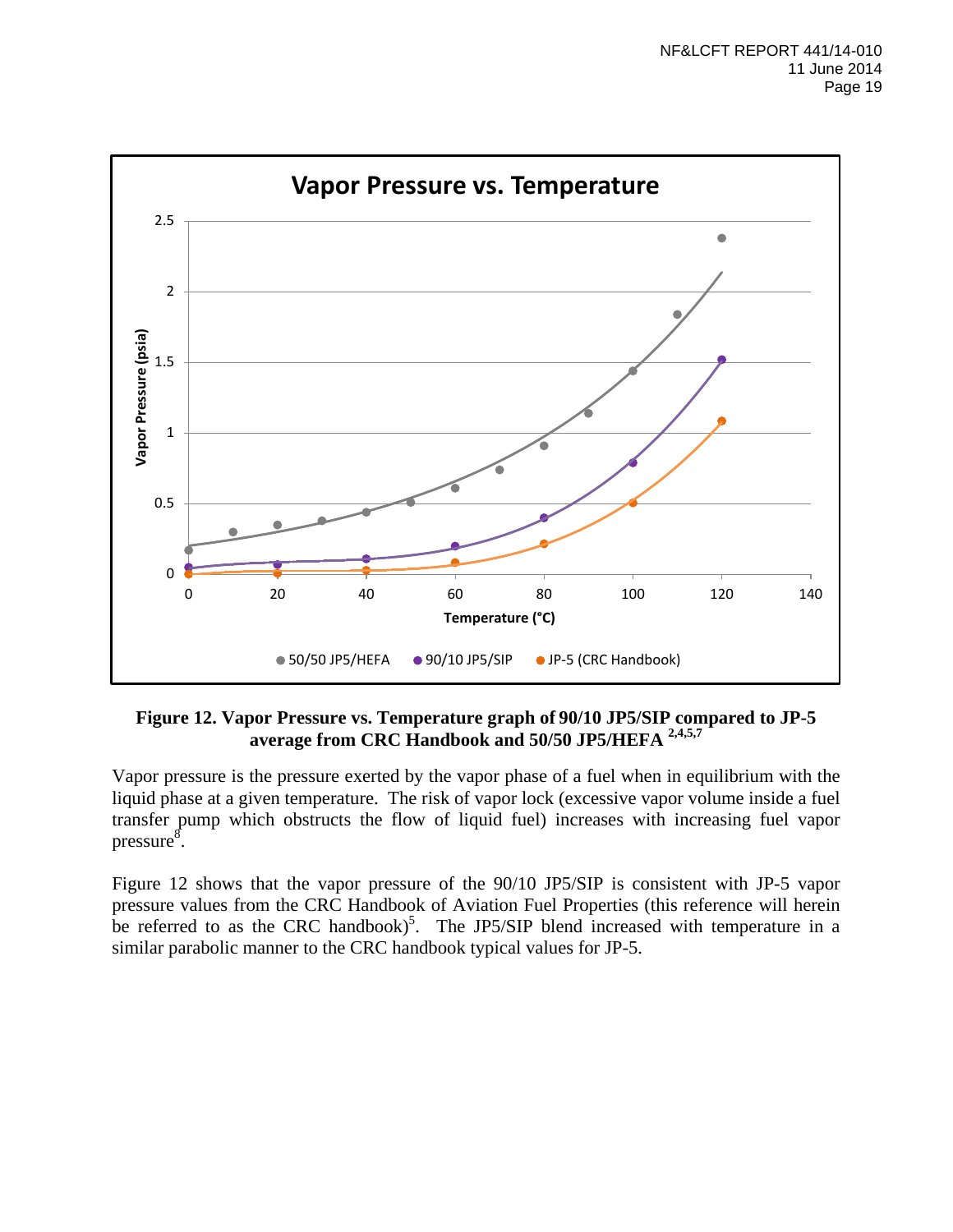**Figure 12. Vapor Pressure vs. Temperature graph of 90/10 JP5/SIP compared to JP-5 average from CRC Handbook and 50/50 JP5/HEFA [2,4,5,7]**

Vapor pressure is the pressure exerted by the vapor phase of a fuel when in equilibrium with the liquid phase at a given temperature. The risk of vapor lock (excessive vapor volume inside a fuel transfer pump which obstructs the flow of liquid fuel) increases with increasing fuel vapor pressure[8].

Figure 12 shows that the vapor pressure of the 90/10 JP5/SIP is consistent with JP-5 vapor pressure values from the CRC Handbook of Aviation Fuel Properties (this reference will herein be referred to as the CRC handbook)[5]. The JP5/SIP blend increased with temperature in a similar parabolic manner to the CRC handbook typical values for JP-5.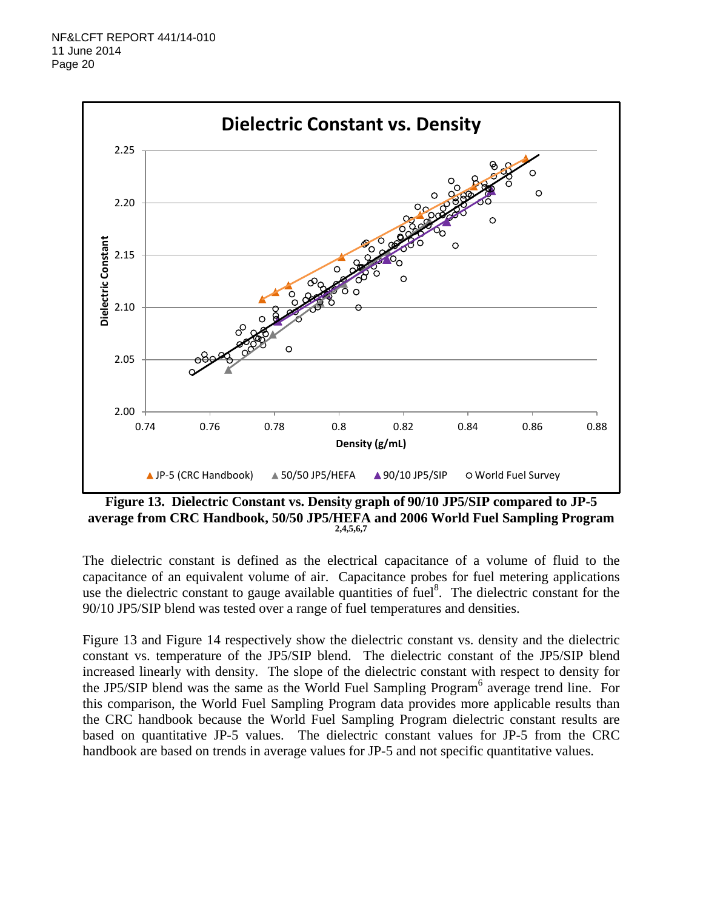**Figure 13. Dielectric Constant vs. Density graph of 90/10 JP5/SIP compared to JP-5 average from CRC Handbook, 50/50 JP5/HEFA and 2006 World Fuel Sampling Program** [2,4,5,6,7]

The dielectric constant is defined as the electrical capacitance of a volume of fluid to the capacitance of an equivalent volume of air. Capacitance probes for fuel metering applications use the dielectric constant to gauge available quantities of fuel[8]. The dielectric constant for the 90/10 JP5/SIP blend was tested over a range of fuel temperatures and densities.

Figure 13 and Figure 14 respectively show the dielectric constant vs. density and the dielectric constant vs. temperature of the JP5/SIP blend. The dielectric constant of the JP5/SIP blend increased linearly with density. The slope of the dielectric constant with respect to density for the JP5/SIP blend was the same as the World Fuel Sampling Program[6] average trend line. For this comparison, the World Fuel Sampling Program data provides more applicable results than the CRC handbook because the World Fuel Sampling Program dielectric constant results are based on quantitative JP-5 values. The dielectric constant values for JP-5 from the CRC handbook are based on trends in average values for JP-5 and not specific quantitative values.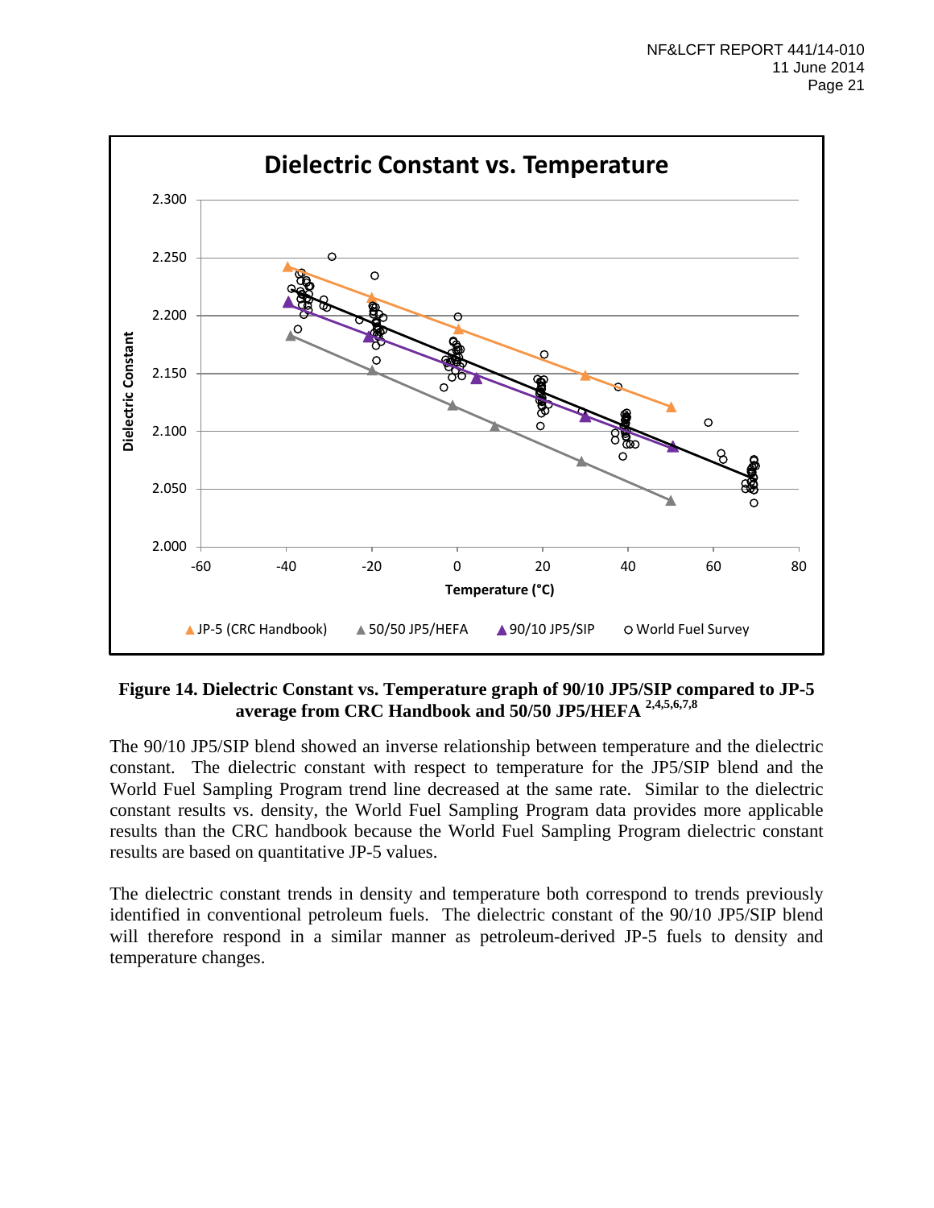**Figure 14. Dielectric Constant vs. Temperature graph of 90/10 JP5/SIP compared to JP-5 average from CRC Handbook and 50/50 JP5/HEFA [2,4,5,6,7,8]**

The 90/10 JP5/SIP blend showed an inverse relationship between temperature and the dielectric constant. The dielectric constant with respect to temperature for the JP5/SIP blend and the World Fuel Sampling Program trend line decreased at the same rate. Similar to the dielectric constant results vs. density, the World Fuel Sampling Program data provides more applicable results than the CRC handbook because the World Fuel Sampling Program dielectric constant results are based on quantitative JP-5 values.

The dielectric constant trends in density and temperature both correspond to trends previously identified in conventional petroleum fuels. The dielectric constant of the 90/10 JP5/SIP blend will therefore respond in a similar manner as petroleum-derived JP-5 fuels to density and temperature changes.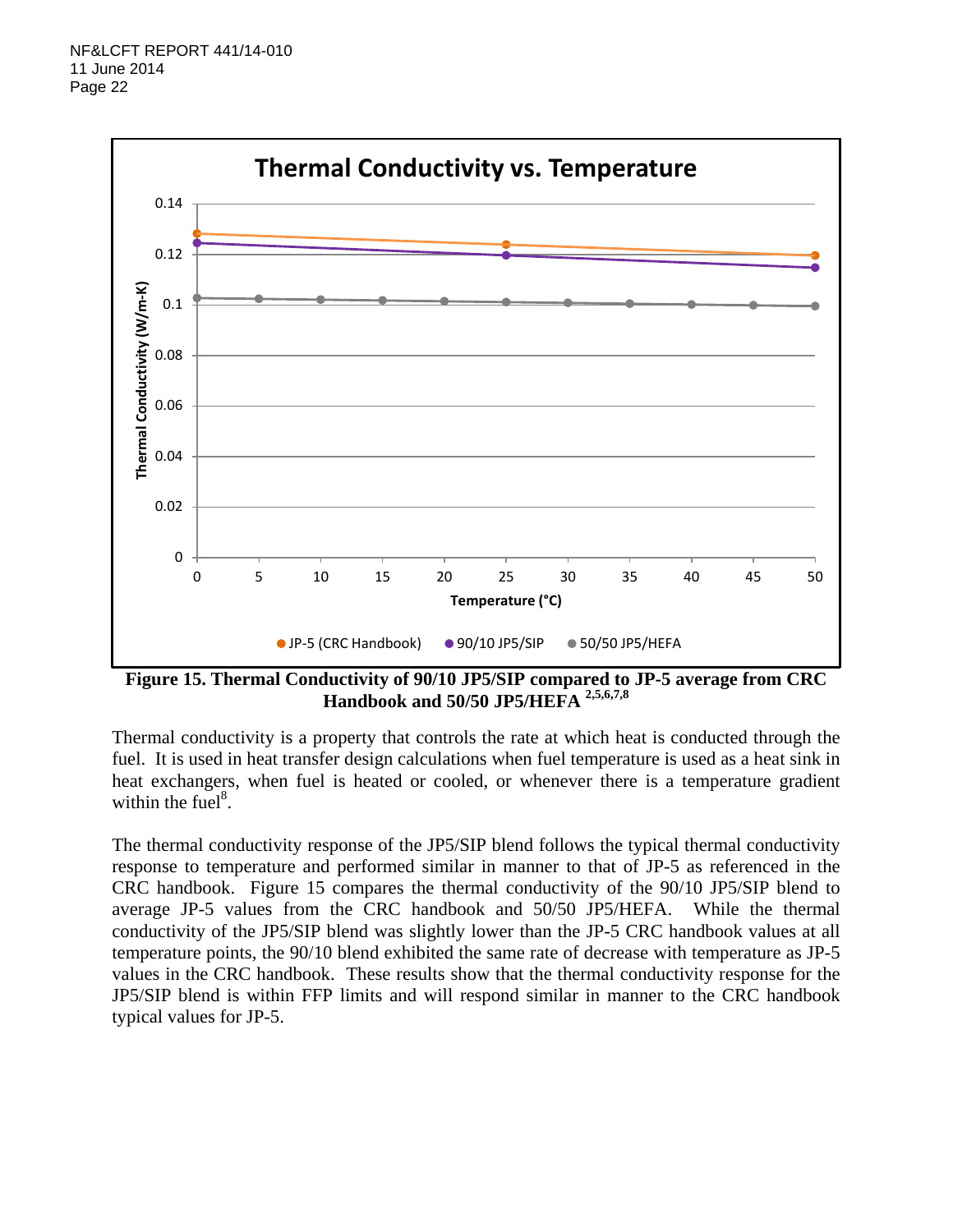**Figure 15. Thermal Conductivity of 90/10 JP5/SIP compared to JP-5 average from CRC Handbook and 50/50 JP5/HEFA** [2,5,6,7,8]

Thermal conductivity is a property that controls the rate at which heat is conducted through the fuel. It is used in heat transfer design calculations when fuel temperature is used as a heat sink in heat exchangers, when fuel is heated or cooled, or whenever there is a temperature gradient within the fuel[8].

The thermal conductivity response of the JP5/SIP blend follows the typical thermal conductivity response to temperature and performed similar in manner to that of JP-5 as referenced in the CRC handbook. Figure 15 compares the thermal conductivity of the 90/10 JP5/SIP blend to average JP-5 values from the CRC handbook and 50/50 JP5/HEFA. While the thermal conductivity of the JP5/SIP blend was slightly lower than the JP-5 CRC handbook values at all temperature points, the 90/10 blend exhibited the same rate of decrease with temperature as JP-5 values in the CRC handbook. These results show that the thermal conductivity response for the JP5/SIP blend is within FFP limits and will respond similar in manner to the CRC handbook typical values for JP-5.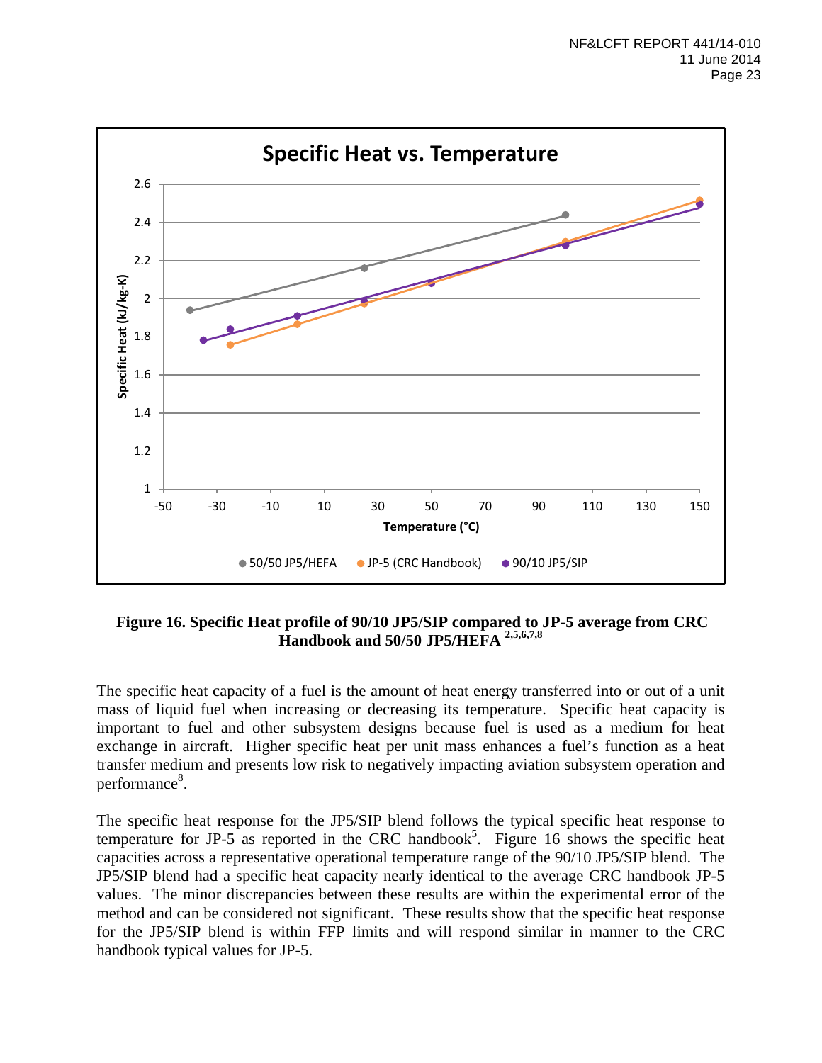**Figure 16. Specific Heat profile of 90/10 JP5/SIP compared to JP-5 average from CRC Handbook and 50/50 JP5/HEFA [2,5,6,7,8]**

The specific heat capacity of a fuel is the amount of heat energy transferred into or out of a unit mass of liquid fuel when increasing or decreasing its temperature. Specific heat capacity is important to fuel and other subsystem designs because fuel is used as a medium for heat exchange in aircraft. Higher specific heat per unit mass enhances a fuel's function as a heat transfer medium and presents low risk to negatively impacting aviation subsystem operation and performance[8].

The specific heat response for the JP5/SIP blend follows the typical specific heat response to temperature for JP-5 as reported in the CRC handbook[5]. Figure 16 shows the specific heat capacities across a representative operational temperature range of the 90/10 JP5/SIP blend. The JP5/SIP blend had a specific heat capacity nearly identical to the average CRC handbook JP-5 values. The minor discrepancies between these results are within the experimental error of the method and can be considered not significant. These results show that the specific heat response for the JP5/SIP blend is within FFP limits and will respond similar in manner to the CRC handbook typical values for JP-5.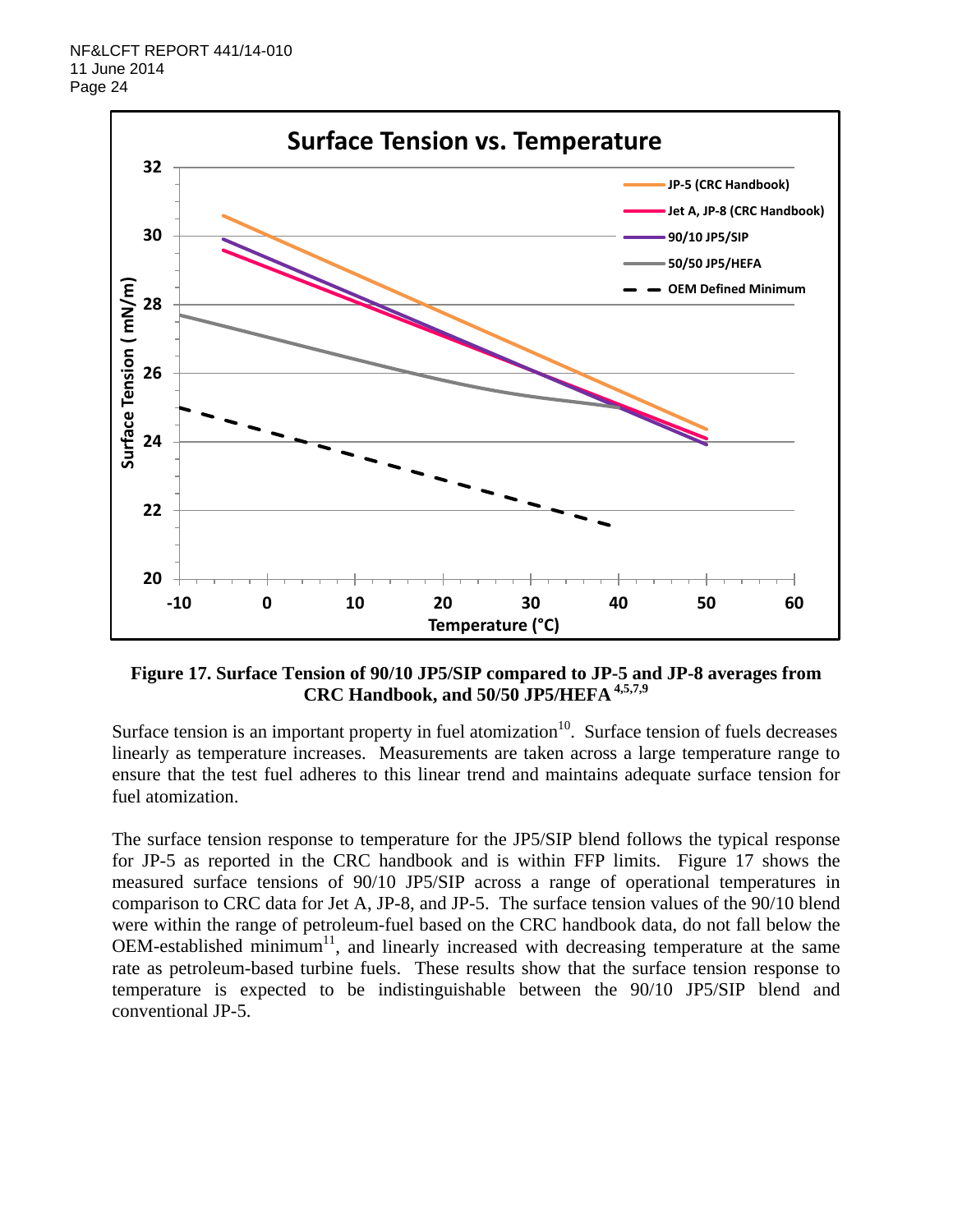**Figure 17. Surface Tension of 90/10 JP5/SIP compared to JP-5 and JP-8 averages from CRC Handbook, and 50/50 JP5/HEFA** [4,5,7,9]

Surface tension is an important property in fuel atomization[10]. Surface tension of fuels decreases linearly as temperature increases. Measurements are taken across a large temperature range to ensure that the test fuel adheres to this linear trend and maintains adequate surface tension for fuel atomization.

The surface tension response to temperature for the JP5/SIP blend follows the typical response for JP-5 as reported in the CRC handbook and is within FFP limits. Figure 17 shows the measured surface tensions of 90/10 JP5/SIP across a range of operational temperatures in comparison to CRC data for Jet A, JP-8, and JP-5. The surface tension values of the 90/10 blend were within the range of petroleum-fuel based on the CRC handbook data, do not fall below the OEM-established minimum[11], and linearly increased with decreasing temperature at the same rate as petroleum-based turbine fuels. These results show that the surface tension response to temperature is expected to be indistinguishable between the 90/10 JP5/SIP blend and conventional JP-5.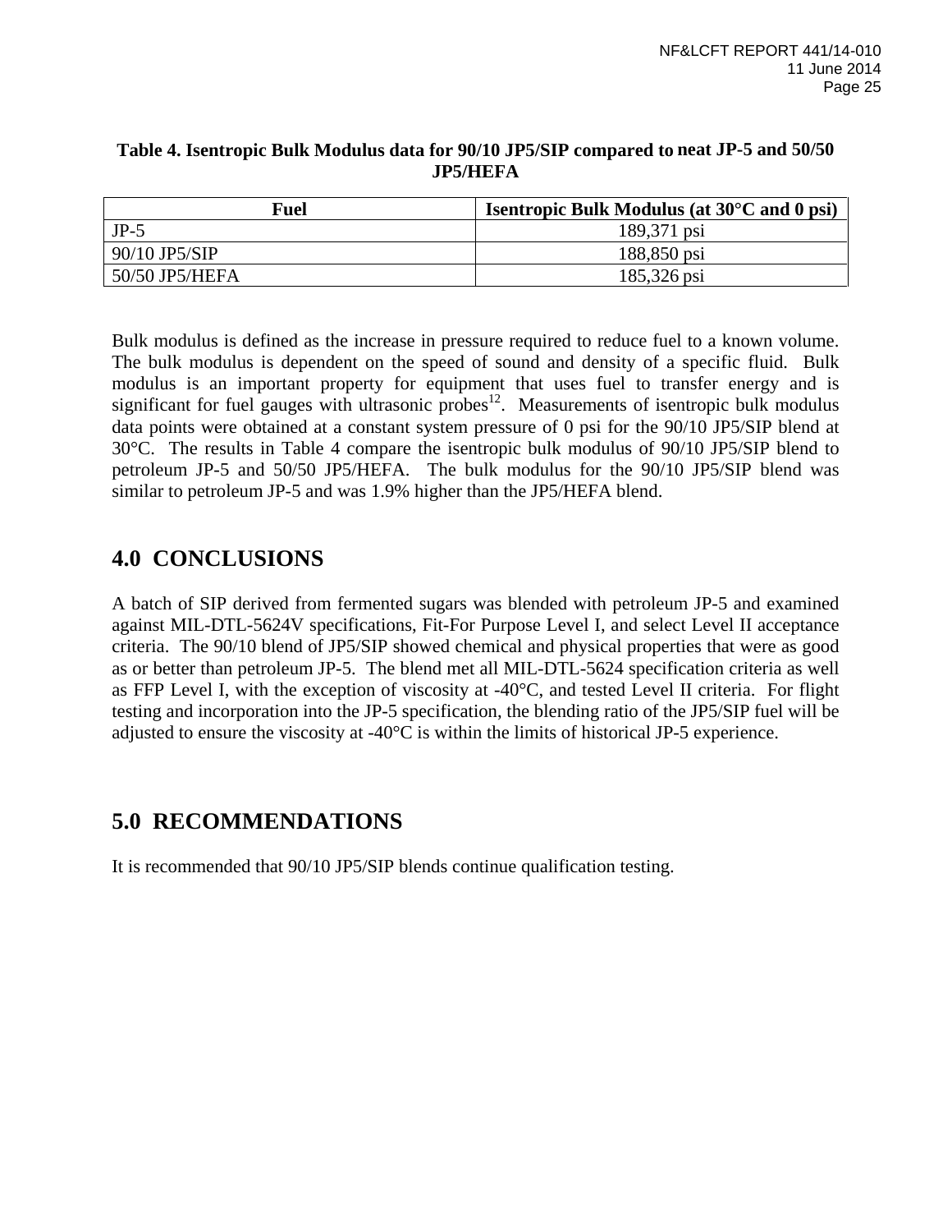**Table 4. Isentropic Bulk Modulus data for 90/10 JP5/SIP compared to neat JP-5 and 50/50 JP5/HEFA**

| Fuel | Isentropic Bulk Modulus (at 30°C and 0 psi) |
|---|---|
| JP-5 | 189,371 psi |
| 90/10 JP5/SIP | 188,850 psi |
| 50/50 JP5/HEFA | 185,326 psi |

Bulk modulus is defined as the increase in pressure required to reduce fuel to a known volume. The bulk modulus is dependent on the speed of sound and density of a specific fluid. Bulk modulus is an important property for equipment that uses fuel to transfer energy and is significant for fuel gauges with ultrasonic probes[12]. Measurements of isentropic bulk modulus data points were obtained at a constant system pressure of 0 psi for the 90/10 JP5/SIP blend at 30°C. The results in Table 4 compare the isentropic bulk modulus of 90/10 JP5/SIP blend to petroleum JP-5 and 50/50 JP5/HEFA. The bulk modulus for the 90/10 JP5/SIP blend was similar to petroleum JP-5 and was 1.9% higher than the JP5/HEFA blend.

## 4.0 CONCLUSIONS

A batch of SIP derived from fermented sugars was blended with petroleum JP-5 and examined against MIL-DTL-5624V specifications, Fit-For Purpose Level I, and select Level II acceptance criteria. The 90/10 blend of JP5/SIP showed chemical and physical properties that were as good as or better than petroleum JP-5. The blend met all MIL-DTL-5624 specification criteria as well as FFP Level I, with the exception of viscosity at -40°C, and tested Level II criteria. For flight testing and incorporation into the JP-5 specification, the blending ratio of the JP5/SIP fuel will be adjusted to ensure the viscosity at -40°C is within the limits of historical JP-5 experience.

## 5.0 RECOMMENDATIONS

It is recommended that 90/10 JP5/SIP blends continue qualification testing.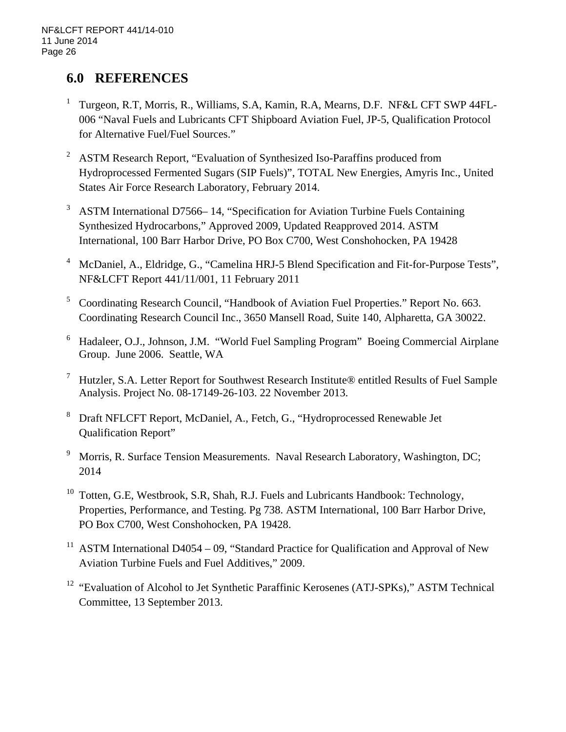## 6.0 REFERENCES

[1] Turgeon, R.T, Morris, R., Williams, S.A, Kamin, R.A, Mearns, D.F. NF&L CFT SWP 44FL-006 "Naval Fuels and Lubricants CFT Shipboard Aviation Fuel, JP-5, Qualification Protocol for Alternative Fuel/Fuel Sources."

[2] ASTM Research Report, "Evaluation of Synthesized Iso-Paraffins produced from Hydroprocessed Fermented Sugars (SIP Fuels)", TOTAL New Energies, Amyris Inc., United States Air Force Research Laboratory, February 2014.

[3] ASTM International D7566– 14, "Specification for Aviation Turbine Fuels Containing Synthesized Hydrocarbons," Approved 2009, Updated Reapproved 2014. ASTM International, 100 Barr Harbor Drive, PO Box C700, West Conshohocken, PA 19428

[4] McDaniel, A., Eldridge, G., "Camelina HRJ-5 Blend Specification and Fit-for-Purpose Tests", NF&LCFT Report 441/11/001, 11 February 2011

[5] Coordinating Research Council, "Handbook of Aviation Fuel Properties." Report No. 663. Coordinating Research Council Inc., 3650 Mansell Road, Suite 140, Alpharetta, GA 30022.

[6] Hadaleer, O.J., Johnson, J.M. "World Fuel Sampling Program" Boeing Commercial Airplane Group. June 2006. Seattle, WA

[7] Hutzler, S.A. Letter Report for Southwest Research Institute® entitled Results of Fuel Sample Analysis. Project No. 08-17149-26-103. 22 November 2013.

[8] Draft NFLCFT Report, McDaniel, A., Fetch, G., "Hydroprocessed Renewable Jet Qualification Report"

[9] Morris, R. Surface Tension Measurements. Naval Research Laboratory, Washington, DC; 2014

[10] Totten, G.E, Westbrook, S.R, Shah, R.J. Fuels and Lubricants Handbook: Technology, Properties, Performance, and Testing. Pg 738. ASTM International, 100 Barr Harbor Drive, PO Box C700, West Conshohocken, PA 19428.

[11] ASTM International D4054 – 09, "Standard Practice for Qualification and Approval of New Aviation Turbine Fuels and Fuel Additives," 2009.

[12] "Evaluation of Alcohol to Jet Synthetic Paraffinic Kerosenes (ATJ-SPKs)," ASTM Technical Committee, 13 September 2013.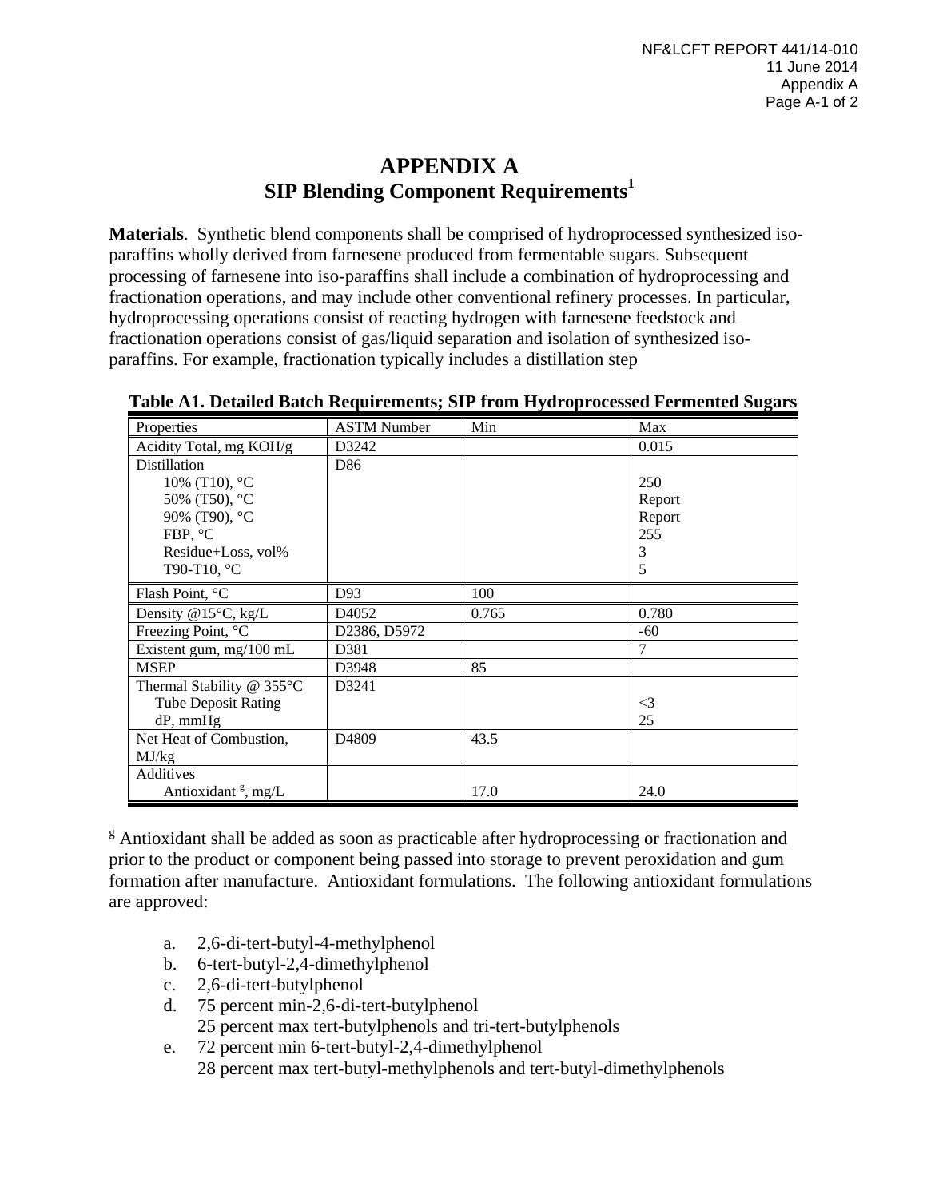# APPENDIX A

## SIP Blending Component Requirements[1]

**Materials**. Synthetic blend components shall be comprised of hydroprocessed synthesized iso-paraffins wholly derived from farnesene produced from fermentable sugars. Subsequent processing of farnesene into iso-paraffins shall include a combination of hydroprocessing and fractionation operations, and may include other conventional refinery processes. In particular, hydroprocessing operations consist of reacting hydrogen with farnesene feedstock and fractionation operations consist of gas/liquid separation and isolation of synthesized iso-paraffins. For example, fractionation typically includes a distillation step

**Table A1. Detailed Batch Requirements; SIP from Hydroprocessed Fermented Sugars**

| Properties | ASTM Number | Min | Max |
|---|---|---|---|
| Acidity Total, mg KOH/g | D3242 | | 0.015 |
| Distillation | D86 | | |
| 10% (T10), °C | | | 250 |
| 50% (T50), °C | | | Report |
| 90% (T90), °C | | | Report |
| FBP, °C | | | 255 |
| Residue+Loss, vol% | | | 3 |
| T90-T10, °C | | | 5 |
| Flash Point, °C | D93 | 100 | |
| Density @15°C, kg/L | D4052 | 0.765 | 0.780 |
| Freezing Point, °C | D2386, D5972 | | -60 |
| Existent gum, mg/100 mL | D381 | | 7 |
| MSEP | D3948 | 85 | |
| Thermal Stability @ 355°C | D3241 | | |
| Tube Deposit Rating | | | <3 |
| dP, mmHg | | | 25 |
| Net Heat of Combustion, MJ/kg | D4809 | 43.5 | |
| Additives | | | |
| Antioxidant [g], mg/L | | 17.0 | 24.0 |

[g] Antioxidant shall be added as soon as practicable after hydroprocessing or fractionation and prior to the product or component being passed into storage to prevent peroxidation and gum formation after manufacture. Antioxidant formulations. The following antioxidant formulations are approved:

a. 2,6-di-tert-butyl-4-methylphenol
b. 6-tert-butyl-2,4-dimethylphenol
c. 2,6-di-tert-butylphenol
d. 75 percent min-2,6-di-tert-butylphenol
   25 percent max tert-butylphenols and tri-tert-butylphenols
e. 72 percent min 6-tert-butyl-2,4-dimethylphenol
   28 percent max tert-butyl-methylphenols and tert-butyl-dimethylphenols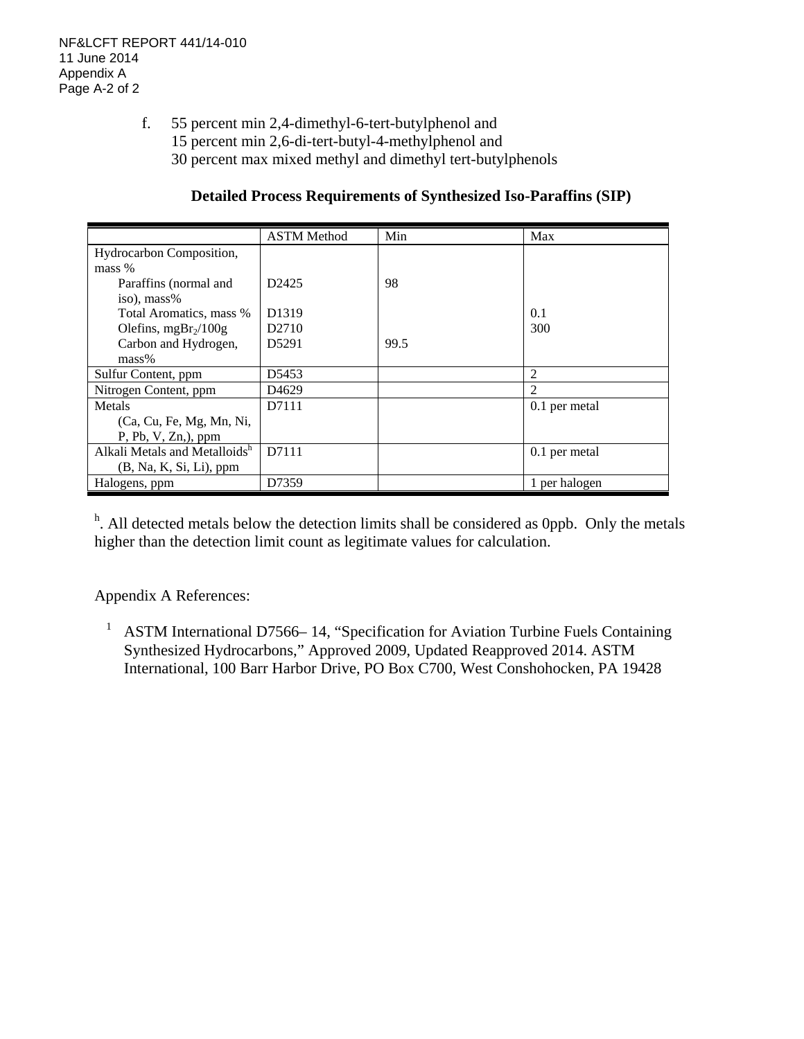f. 55 percent min 2,4-dimethyl-6-tert-butylphenol and
   15 percent min 2,6-di-tert-butyl-4-methylphenol and
   30 percent max mixed methyl and dimethyl tert-butylphenols

**Detailed Process Requirements of Synthesized Iso-Paraffins (SIP)**

| | ASTM Method | Min | Max |
|---|---|---|---|
| Hydrocarbon Composition, mass % | | | |
| Paraffins (normal and iso), mass% | D2425 | 98 | |
| Total Aromatics, mass % | D1319 | | 0.1 |
| Olefins, $mgBr_2/100g$ | D2710 | | 300 |
| Carbon and Hydrogen, mass% | D5291 | 99.5 | |
| Sulfur Content, ppm | D5453 | | 2 |
| Nitrogen Content, ppm | D4629 | | 2 |
| Metals (Ca, Cu, Fe, Mg, Mn, Ni, P, Pb, V, Zn,), ppm | D7111 | | 0.1 per metal |
| Alkali Metals and Metalloids[h] (B, Na, K, Si, Li), ppm | D7111 | | 0.1 per metal |
| Halogens, ppm | D7359 | | 1 per halogen |

[h]. All detected metals below the detection limits shall be considered as 0ppb. Only the metals higher than the detection limit count as legitimate values for calculation.

Appendix A References:

[1] ASTM International D7566– 14, "Specification for Aviation Turbine Fuels Containing Synthesized Hydrocarbons," Approved 2009, Updated Reapproved 2014. ASTM International, 100 Barr Harbor Drive, PO Box C700, West Conshohocken, PA 19428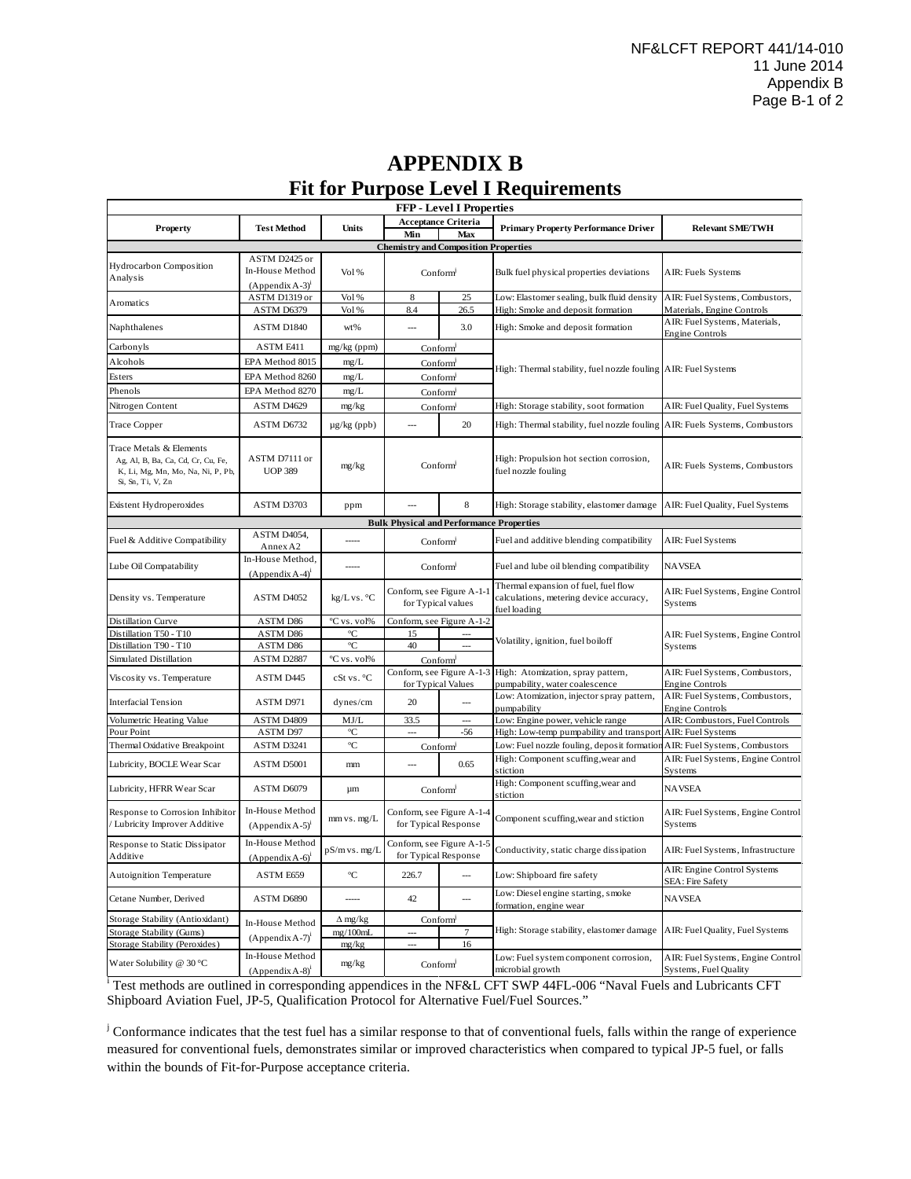# APPENDIX B
## Fit for Purpose Level I Requirements

| FFP - Level I Properties | | | | | | |
|---|---|---|---|---|---|---|
| Property | Test Method | Units | Acceptance Criteria Min | Acceptance Criteria Max | Primary Property Performance Driver | Relevant SME/TWH |
| **Chemistry and Composition Properties** | | | | | | |
| Hydrocarbon Composition Analysis | ASTM D2425 or In-House Method (Appendix A-3)[i] | Vol % | Conform[j] | | Bulk fuel physical properties deviations | AIR: Fuels Systems |
| Aromatics | ASTM D1319 or | Vol % | 8 | 25 | Low: Elastomer sealing, bulk fluid density | AIR: Fuel Systems, Combustors, |
| | ASTM D6379 | Vol % | 8.4 | 26.5 | High: Smoke and deposit formation | Materials, Engine Controls |
| Naphthalenes | ASTM D1840 | wt% | --- | 3.0 | High: Smoke and deposit formation | AIR: Fuel Systems, Materials, Engine Controls |
| Carbonyls | ASTM E411 | mg/kg (ppm) | Conform[j] | | High: Thermal stability, fuel nozzle fouling | AIR: Fuel Systems |
| Alcohols | EPA Method 8015 | mg/L | Conform[j] | | High: Thermal stability, fuel nozzle fouling | AIR: Fuel Systems |
| Esters | EPA Method 8260 | mg/L | Conform[j] | | High: Thermal stability, fuel nozzle fouling | AIR: Fuel Systems |
| Phenols | EPA Method 8270 | mg/L | Conform[j] | | High: Thermal stability, fuel nozzle fouling | AIR: Fuel Systems |
| Nitrogen Content | ASTM D4629 | mg/kg | Conform[j] | | High: Storage stability, soot formation | AIR: Fuel Quality, Fuel Systems |
| Trace Copper | ASTM D6732 | μg/kg (ppb) | --- | 20 | High: Thermal stability, fuel nozzle fouling | AIR: Fuels Systems, Combustors |
| Trace Metals & Elements Ag, Al, B, Ba, Ca, Cd, Cr, Cu, Fe, K, Li, Mg, Mn, Mo, Na, Ni, P, Pb, Si, Sn, Ti, V, Zn | ASTM D7111 or UOP 389 | mg/kg | Conform[j] | | High: Propulsion hot section corrosion, fuel nozzle fouling | AIR: Fuels Systems, Combustors |
| Existent Hydroperoxides | ASTM D3703 | ppm | --- | 8 | High: Storage stability, elastomer damage | AIR: Fuel Quality, Fuel Systems |
| **Bulk Physical and Performance Properties** | | | | | | |
| Fuel & Additive Compatibility | ASTM D4054, Annex A2 | ----- | Conform[j] | | Fuel and additive blending compatibility | AIR: Fuel Systems |
| Lube Oil Compatability | In-House Method, (Appendix A-4)[i] | ----- | Conform[j] | | Fuel and lube oil blending compatibility | NAVSEA |
| Density vs. Temperature | ASTM D4052 | kg/L vs. °C | Conform, see Figure A-1-1 for Typical values | | Thermal expansion of fuel, fuel flow calculations, metering device accuracy, fuel loading | AIR: Fuel Systems, Engine Control Systems |
| Distillation Curve | ASTM D86 | °C vs. vol% | Conform, see Figure A-1-2 | | Volatility, ignition, fuel boiloff | AIR: Fuel Systems, Engine Control Systems |
| Distillation T50 - T10 | ASTM D86 | °C | 15 | --- | Volatility, ignition, fuel boiloff | AIR: Fuel Systems, Engine Control Systems |
| Distillation T90 - T10 | ASTM D86 | °C | 40 | --- | Volatility, ignition, fuel boiloff | AIR: Fuel Systems, Engine Control Systems |
| Simulated Distillation | ASTM D2887 | °C vs. vol% | Conform[j] | | Volatility, ignition, fuel boiloff | AIR: Fuel Systems, Engine Control Systems |
| Viscosity vs. Temperature | ASTM D445 | cSt vs. °C | Conform, see Figure A-1-3 for Typical Values | | High: Atomization, spray pattern, pumpability, water coalescence | AIR: Fuel Systems, Combustors, Engine Controls |
| Interfacial Tension | ASTM D971 | dynes/cm | 20 | --- | Low: Atomization, injector spray pattern, pumpability | AIR: Fuel Systems, Combustors, Engine Controls |
| Volumetric Heating Value | ASTM D4809 | MJ/L | 33.5 | --- | Low: Engine power, vehicle range | AIR: Combustors, Fuel Controls |
| Pour Point | ASTM D97 | °C | --- | -56 | High: Low-temp pumpability and transport | AIR: Fuel Systems |
| Thermal Oxidative Breakpoint | ASTM D3241 | °C | Conform[j] | | Low: Fuel nozzle fouling, deposit formation | AIR: Fuel Systems, Combustors |
| Lubricity, BOCLE Wear Scar | ASTM D5001 | mm | --- | 0.65 | High: Component scuffing, wear and stiction | AIR: Fuel Systems, Engine Control Systems |
| Lubricity, HFRR Wear Scar | ASTM D6079 | μm | Conform[j] | | High: Component scuffing, wear and stiction | NAVSEA |
| Response to Corrosion Inhibitor / Lubricity Improver Additive | In-House Method (Appendix A-5)[i] | mm vs. mg/L | Conform, see Figure A-1-4 for Typical Response | | Component scuffing, wear and stiction | AIR: Fuel Systems, Engine Control Systems |
| Response to Static Dissipator Additive | In-House Method (Appendix A-6)[i] | pS/m vs. mg/L | Conform, see Figure A-1-5 for Typical Response | | Conductivity, static charge dissipation | AIR: Fuel Systems, Infrastructure |
| Autoignition Temperature | ASTM E659 | °C | 226.7 | --- | Low: Shipboard fire safety | AIR: Engine Control Systems SEA: Fire Safety |
| Cetane Number, Derived | ASTM D6890 | ----- | 42 | --- | Low: Diesel engine starting, smoke formation, engine wear | NAVSEA |
| Storage Stability (Antioxidant) | In-House Method (Appendix A-7)[i] | Δ mg/kg | Conform[j] | | High: Storage stability, elastomer damage | AIR: Fuel Quality, Fuel Systems |
| Storage Stability (Gums) | In-House Method (Appendix A-7)[i] | mg/100mL | --- | 7 | High: Storage stability, elastomer damage | AIR: Fuel Quality, Fuel Systems |
| Storage Stability (Peroxides) | In-House Method (Appendix A-7)[i] | mg/kg | --- | 16 | High: Storage stability, elastomer damage | AIR: Fuel Quality, Fuel Systems |
| Water Solubility @ 30 °C | In-House Method (Appendix A-8)[i] | mg/kg | Conform[j] | | Low: Fuel system component corrosion, microbial growth | AIR: Fuel Systems, Engine Control Systems, Fuel Quality |

[i] Test methods are outlined in corresponding appendices in the NF&L CFT SWP 44FL-006 "Naval Fuels and Lubricants CFT Shipboard Aviation Fuel, JP-5, Qualification Protocol for Alternative Fuel/Fuel Sources."

[j] Conformance indicates that the test fuel has a similar response to that of conventional fuels, falls within the range of experience measured for conventional fuels, demonstrates similar or improved characteristics when compared to typical JP-5 fuel, or falls within the bounds of Fit-for-Purpose acceptance criteria.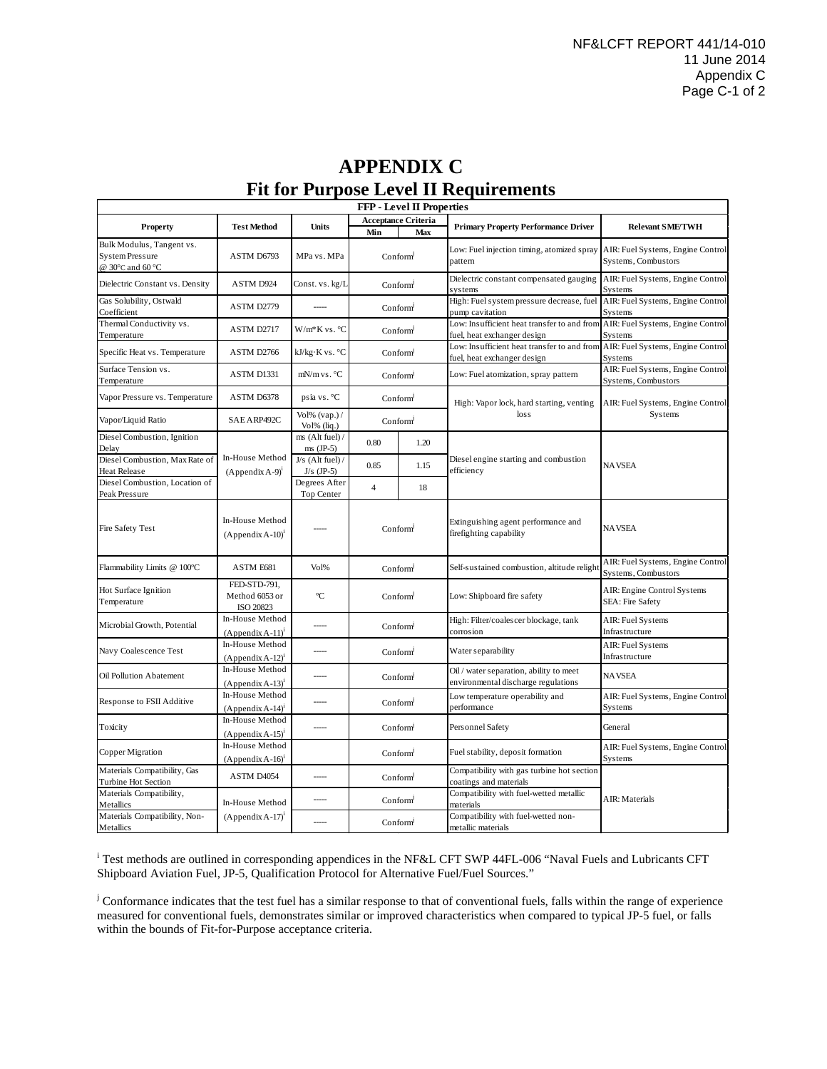# APPENDIX C
## Fit for Purpose Level II Requirements

| FFP - Level II Properties | | | | | | |
|---|---|---|---|---|---|---|
| Property | Test Method | Units | Acceptance Criteria | | Primary Property Performance Driver | Relevant SME/TWH |
| | | | Min | Max | | |
| Bulk Modulus, Tangent vs. System Pressure @ 30°C and 60 °C | ASTM D6793 | MPa vs. MPa | Conform[j] | | Low: Fuel injection timing, atomized spray pattern | AIR: Fuel Systems, Engine Control Systems, Combustors |
| Dielectric Constant vs. Density | ASTM D924 | Const. vs. kg/L | Conform[j] | | Dielectric constant compensated gauging systems | AIR: Fuel Systems, Engine Control Systems |
| Gas Solubility, Ostwald Coefficient | ASTM D2779 | ----- | Conform[j] | | High: Fuel system pressure decrease, fuel pump cavitation | AIR: Fuel Systems, Engine Control Systems |
| Thermal Conductivity vs. Temperature | ASTM D2717 | W/m*K vs. °C | Conform[j] | | Low: Insufficient heat transfer to and from fuel, heat exchanger design | AIR: Fuel Systems, Engine Control Systems |
| Specific Heat vs. Temperature | ASTM D2766 | kJ/kg·K vs. °C | Conform[j] | | Low: Insufficient heat transfer to and from fuel, heat exchanger design | AIR: Fuel Systems, Engine Control Systems |
| Surface Tension vs. Temperature | ASTM D1331 | mN/m vs. °C | Conform[j] | | Low: Fuel atomization, spray pattern | AIR: Fuel Systems, Engine Control Systems, Combustors |
| Vapor Pressure vs. Temperature | ASTM D6378 | psia vs. °C | Conform[j] | | High: Vapor lock, hard starting, venting loss | AIR: Fuel Systems, Engine Control Systems |
| Vapor/Liquid Ratio | SAE ARP492C | Vol% (vap.) / Vol% (liq.) | Conform[j] | | | |
| Diesel Combustion, Ignition Delay | In-House Method (Appendix A-9)[i] | ms (Alt fuel) / ms (JP-5) | 0.80 | 1.20 | Diesel engine starting and combustion efficiency | NAVSEA |
| Diesel Combustion, Max Rate of Heat Release | | J/s (Alt fuel) / J/s (JP-5) | 0.85 | 1.15 | | |
| Diesel Combustion, Location of Peak Pressure | | Degrees After Top Center | 4 | 18 | | |
| Fire Safety Test | In-House Method (Appendix A-10)[i] | ----- | Conform[j] | | Extinguishing agent performance and firefighting capability | NAVSEA |
| Flammability Limits @ 100°C | ASTM E681 | Vol% | Conform[j] | | Self-sustained combustion, altitude relight | AIR: Fuel Systems, Engine Control Systems, Combustors |
| Hot Surface Ignition Temperature | FED-STD-791, Method 6053 or ISO 20823 | °C | Conform[j] | | Low: Shipboard fire safety | AIR: Engine Control Systems SEA: Fire Safety |
| Microbial Growth, Potential | In-House Method (Appendix A-11)[i] | ----- | Conform[j] | | High: Filter/coalescer blockage, tank corrosion | AIR: Fuel Systems Infrastructure |
| Navy Coalescence Test | In-House Method (Appendix A-12)[i] | ----- | Conform[j] | | Water separability | AIR: Fuel Systems Infrastructure |
| Oil Pollution Abatement | In-House Method (Appendix A-13)[i] | ----- | Conform[j] | | Oil / water separation, ability to meet environmental discharge regulations | NAVSEA |
| Response to FSII Additive | In-House Method (Appendix A-14)[i] | ----- | Conform[j] | | Low temperature operability and performance | AIR: Fuel Systems, Engine Control Systems |
| Toxicity | In-House Method (Appendix A-15)[i] | ----- | Conform[j] | | Personnel Safety | General |
| Copper Migration | In-House Method (Appendix A-16)[i] | | Conform[j] | | Fuel stability, deposit formation | AIR: Fuel Systems, Engine Control Systems |
| Materials Compatibility, Gas Turbine Hot Section | ASTM D4054 | ----- | Conform[j] | | Compatibility with gas turbine hot section coatings and materials | AIR: Materials |
| Materials Compatibility, Metallics | In-House Method (Appendix A-17)[i] | ----- | Conform[j] | | Compatibility with fuel-wetted metallic materials | |
| Materials Compatibility, Non-Metallics | | ----- | Conform[j] | | Compatibility with fuel-wetted non-metallic materials | |

[i] Test methods are outlined in corresponding appendices in the NF&L CFT SWP 44FL-006 "Naval Fuels and Lubricants CFT Shipboard Aviation Fuel, JP-5, Qualification Protocol for Alternative Fuel/Fuel Sources."

[j] Conformance indicates that the test fuel has a similar response to that of conventional fuels, falls within the range of experience measured for conventional fuels, demonstrates similar or improved characteristics when compared to typical JP-5 fuel, or falls within the bounds of Fit-for-Purpose acceptance criteria.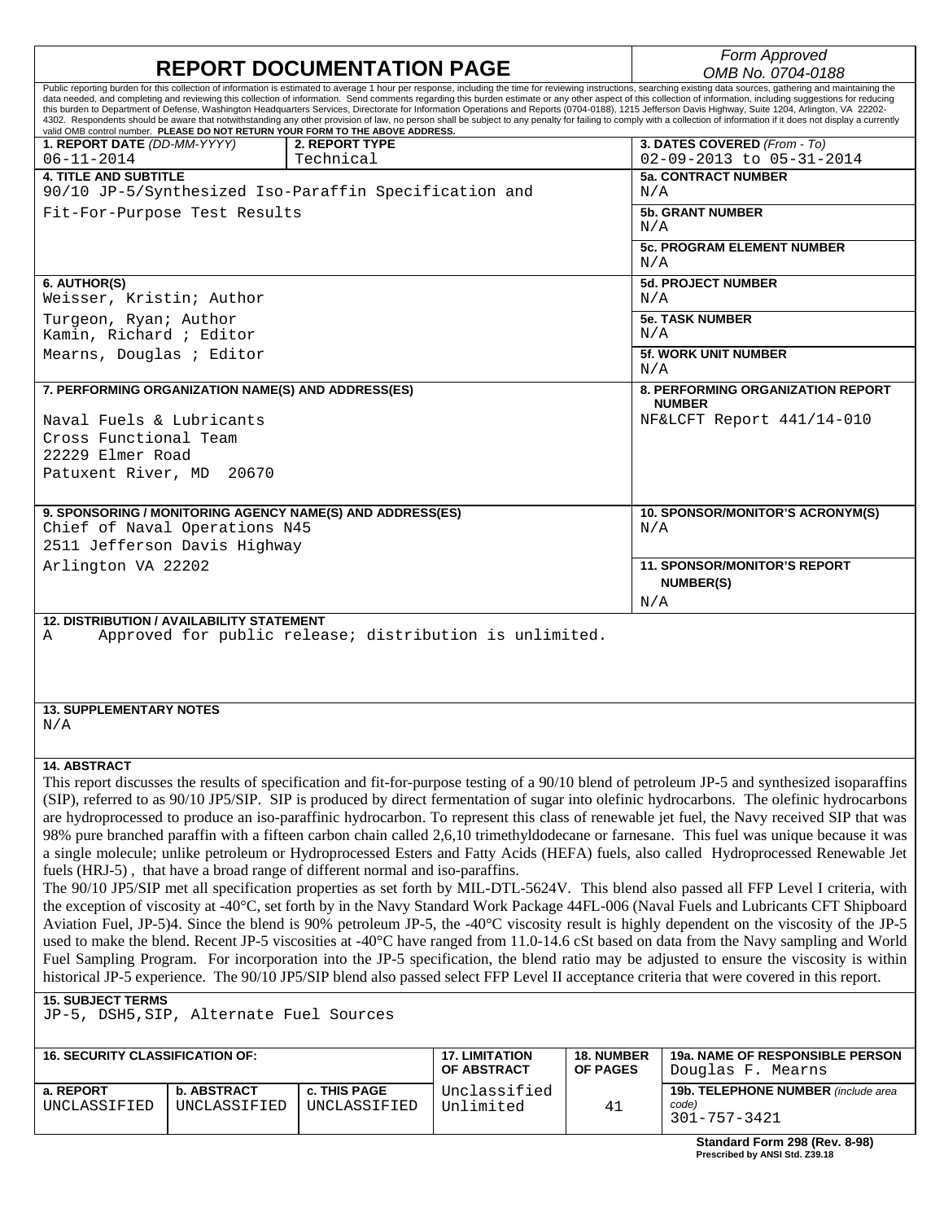# REPORT DOCUMENTATION PAGE

*Form Approved*
*OMB No. 0704-0188*

Public reporting burden for this collection of information is estimated to average 1 hour per response, including the time for reviewing instructions, searching existing data sources, gathering and maintaining the data needed, and completing and reviewing this collection of information. Send comments regarding this burden estimate or any other aspect of this collection of information, including suggestions for reducing this burden to Department of Defense, Washington Headquarters Services, Directorate for Information Operations and Reports (0704-0188), 1215 Jefferson Davis Highway, Suite 1204, Arlington, VA 22202-4302. Respondents should be aware that notwithstanding any other provision of law, no person shall be subject to any penalty for failing to comply with a collection of information if it does not display a currently valid OMB control number. **PLEASE DO NOT RETURN YOUR FORM TO THE ABOVE ADDRESS.**

| | | |
|---|---|---|
| **1. REPORT DATE** *(DD-MM-YYYY)* 06-11-2014 | **2. REPORT TYPE** Technical | **3. DATES COVERED** *(From - To)* 02-09-2013 to 05-31-2014 |

**4. TITLE AND SUBTITLE**
90/10 JP-5/Synthesized Iso-Paraffin Specification and Fit-For-Purpose Test Results

**5a. CONTRACT NUMBER** N/A

**5b. GRANT NUMBER** N/A

**5c. PROGRAM ELEMENT NUMBER** N/A

**6. AUTHOR(S)**
Weisser, Kristin; Author
Turgeon, Ryan; Author
Kamin, Richard ; Editor
Mearns, Douglas ; Editor

**5d. PROJECT NUMBER** N/A

**5e. TASK NUMBER** N/A

**5f. WORK UNIT NUMBER** N/A

**7. PERFORMING ORGANIZATION NAME(S) AND ADDRESS(ES)**
Naval Fuels & Lubricants
Cross Functional Team
22229 Elmer Road
Patuxent River, MD 20670

**8. PERFORMING ORGANIZATION REPORT NUMBER**
NF&LCFT Report 441/14-010

**9. SPONSORING / MONITORING AGENCY NAME(S) AND ADDRESS(ES)**
Chief of Naval Operations N45
2511 Jefferson Davis Highway
Arlington VA 22202

**10. SPONSOR/MONITOR'S ACRONYM(S)** N/A

**11. SPONSOR/MONITOR'S REPORT NUMBER(S)** N/A

**12. DISTRIBUTION / AVAILABILITY STATEMENT**
A Approved for public release; distribution is unlimited.

**13. SUPPLEMENTARY NOTES**
N/A

**14. ABSTRACT**
This report discusses the results of specification and fit-for-purpose testing of a 90/10 blend of petroleum JP-5 and synthesized isoparaffins (SIP), referred to as 90/10 JP5/SIP. SIP is produced by direct fermentation of sugar into olefinic hydrocarbons. The olefinic hydrocarbons are hydroprocessed to produce an iso-paraffinic hydrocarbon. To represent this class of renewable jet fuel, the Navy received SIP that was 98% pure branched paraffin with a fifteen carbon chain called 2,6,10 trimethyldodecane or farnesane. This fuel was unique because it was a single molecule; unlike petroleum or Hydroprocessed Esters and Fatty Acids (HEFA) fuels, also called Hydroprocessed Renewable Jet fuels (HRJ-5) , that have a broad range of different normal and iso-paraffins.
The 90/10 JP5/SIP met all specification properties as set forth by MIL-DTL-5624V. This blend also passed all FFP Level I criteria, with the exception of viscosity at -40°C, set forth by in the Navy Standard Work Package 44FL-006 (Naval Fuels and Lubricants CFT Shipboard Aviation Fuel, JP-5)4. Since the blend is 90% petroleum JP-5, the -40°C viscosity result is highly dependent on the viscosity of the JP-5 used to make the blend. Recent JP-5 viscosities at -40°C have ranged from 11.0-14.6 cSt based on data from the Navy sampling and World Fuel Sampling Program. For incorporation into the JP-5 specification, the blend ratio may be adjusted to ensure the viscosity is within historical JP-5 experience. The 90/10 JP5/SIP blend also passed select FFP Level II acceptance criteria that were covered in this report.

**15. SUBJECT TERMS**
JP-5, DSH5,SIP, Alternate Fuel Sources

| 16. SECURITY CLASSIFICATION OF: | | | 17. LIMITATION OF ABSTRACT | 18. NUMBER OF PAGES | 19a. NAME OF RESPONSIBLE PERSON |
|---|---|---|---|---|---|
| **a. REPORT** | **b. ABSTRACT** | **c. THIS PAGE** | | | Douglas F. Mearns |
| UNCLASSIFIED | UNCLASSIFIED | UNCLASSIFIED | Unclassified Unlimited | 41 | **19b. TELEPHONE NUMBER** *(include area code)* 301-757-3421 |

**Standard Form 298 (Rev. 8-98)**
**Prescribed by ANSI Std. Z39.18**